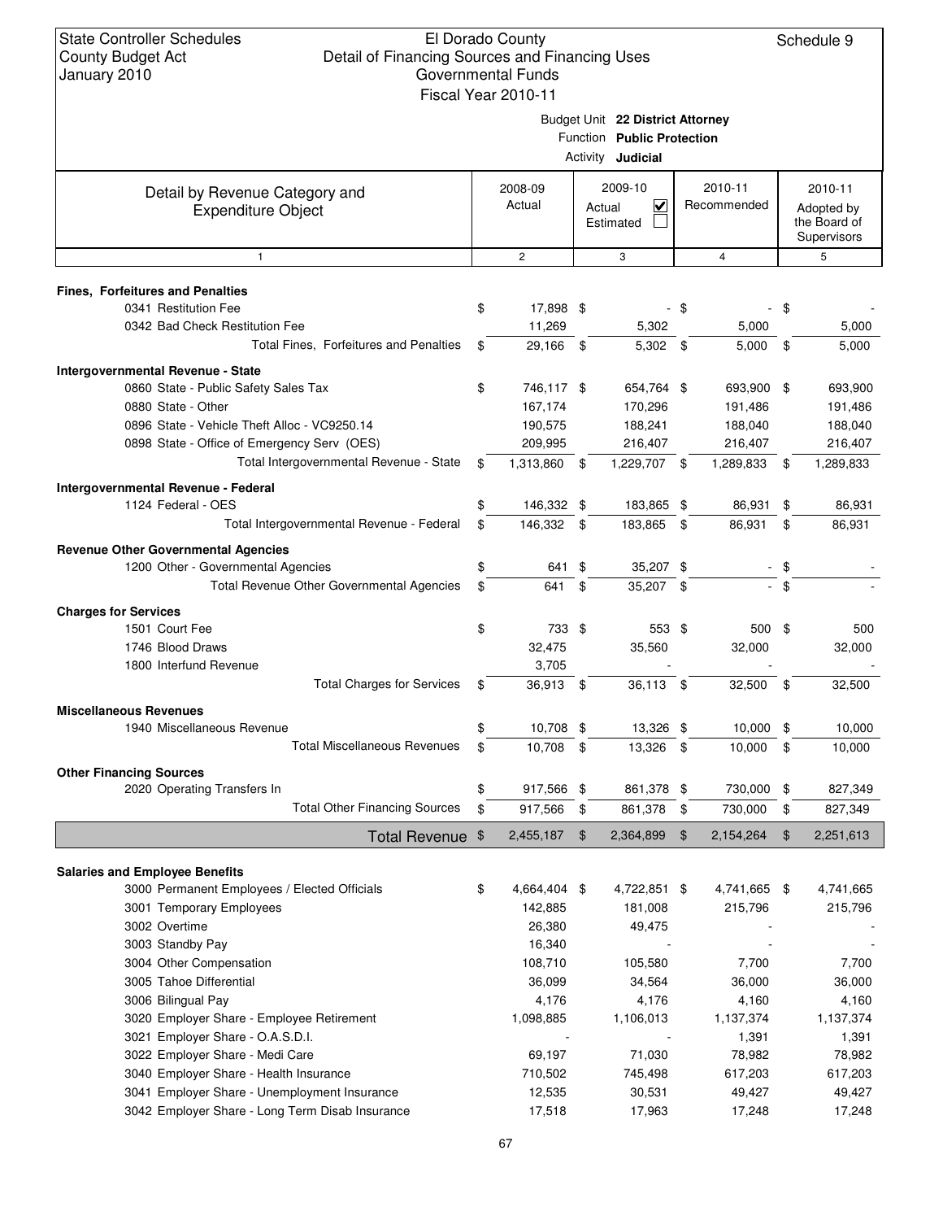State Controller Schedules
County Budget Act
January 2010

# El Dorado County
## Detail of Financing Sources and Financing Uses
### Governmental Funds
### Fiscal Year 2010-11

Schedule 9

Budget Unit **22 District Attorney**
Function **Public Protection**
Activity **Judicial**

| Detail by Revenue Category and Expenditure Object | 2008-09 Actual | 2009-10 Actual ☑ Estimated ☐ | 2010-11 Recommended | 2010-11 Adopted by the Board of Supervisors |
|---|---|---|---|---|
| 1 | 2 | 3 | 4 | 5 |
| **Fines, Forfeitures and Penalties** | | | | |
| 0341 Restitution Fee | $ 17,898 | $ - | $ - | $ - |
| 0342 Bad Check Restitution Fee | 11,269 | 5,302 | 5,000 | 5,000 |
| Total Fines, Forfeitures and Penalties | $ 29,166 | $ 5,302 | $ 5,000 | $ 5,000 |
| **Intergovernmental Revenue - State** | | | | |
| 0860 State - Public Safety Sales Tax | $ 746,117 | $ 654,764 | $ 693,900 | $ 693,900 |
| 0880 State - Other | 167,174 | 170,296 | 191,486 | 191,486 |
| 0896 State - Vehicle Theft Alloc - VC9250.14 | 190,575 | 188,241 | 188,040 | 188,040 |
| 0898 State - Office of Emergency Serv (OES) | 209,995 | 216,407 | 216,407 | 216,407 |
| Total Intergovernmental Revenue - State | $ 1,313,860 | $ 1,229,707 | $ 1,289,833 | $ 1,289,833 |
| **Intergovernmental Revenue - Federal** | | | | |
| 1124 Federal - OES | $ 146,332 | $ 183,865 | $ 86,931 | $ 86,931 |
| Total Intergovernmental Revenue - Federal | $ 146,332 | $ 183,865 | $ 86,931 | $ 86,931 |
| **Revenue Other Governmental Agencies** | | | | |
| 1200 Other - Governmental Agencies | $ 641 | $ 35,207 | $ - | $ - |
| Total Revenue Other Governmental Agencies | $ 641 | $ 35,207 | $ - | $ - |
| **Charges for Services** | | | | |
| 1501 Court Fee | $ 733 | $ 553 | $ 500 | $ 500 |
| 1746 Blood Draws | 32,475 | 35,560 | 32,000 | 32,000 |
| 1800 Interfund Revenue | 3,705 | - | - | - |
| Total Charges for Services | $ 36,913 | $ 36,113 | $ 32,500 | $ 32,500 |
| **Miscellaneous Revenues** | | | | |
| 1940 Miscellaneous Revenue | $ 10,708 | $ 13,326 | $ 10,000 | $ 10,000 |
| Total Miscellaneous Revenues | $ 10,708 | $ 13,326 | $ 10,000 | $ 10,000 |
| **Other Financing Sources** | | | | |
| 2020 Operating Transfers In | $ 917,566 | $ 861,378 | $ 730,000 | $ 827,349 |
| Total Other Financing Sources | $ 917,566 | $ 861,378 | $ 730,000 | $ 827,349 |
| **Total Revenue** | $ 2,455,187 | $ 2,364,899 | $ 2,154,264 | $ 2,251,613 |
| **Salaries and Employee Benefits** | | | | |
| 3000 Permanent Employees / Elected Officials | $ 4,664,404 | $ 4,722,851 | $ 4,741,665 | $ 4,741,665 |
| 3001 Temporary Employees | 142,885 | 181,008 | 215,796 | 215,796 |
| 3002 Overtime | 26,380 | 49,475 | - | - |
| 3003 Standby Pay | 16,340 | - | - | - |
| 3004 Other Compensation | 108,710 | 105,580 | 7,700 | 7,700 |
| 3005 Tahoe Differential | 36,099 | 34,564 | 36,000 | 36,000 |
| 3006 Bilingual Pay | 4,176 | 4,176 | 4,160 | 4,160 |
| 3020 Employer Share - Employee Retirement | 1,098,885 | 1,106,013 | 1,137,374 | 1,137,374 |
| 3021 Employer Share - O.A.S.D.I. | - | - | 1,391 | 1,391 |
| 3022 Employer Share - Medi Care | 69,197 | 71,030 | 78,982 | 78,982 |
| 3040 Employer Share - Health Insurance | 710,502 | 745,498 | 617,203 | 617,203 |
| 3041 Employer Share - Unemployment Insurance | 12,535 | 30,531 | 49,427 | 49,427 |
| 3042 Employer Share - Long Term Disab Insurance | 17,518 | 17,963 | 17,248 | 17,248 |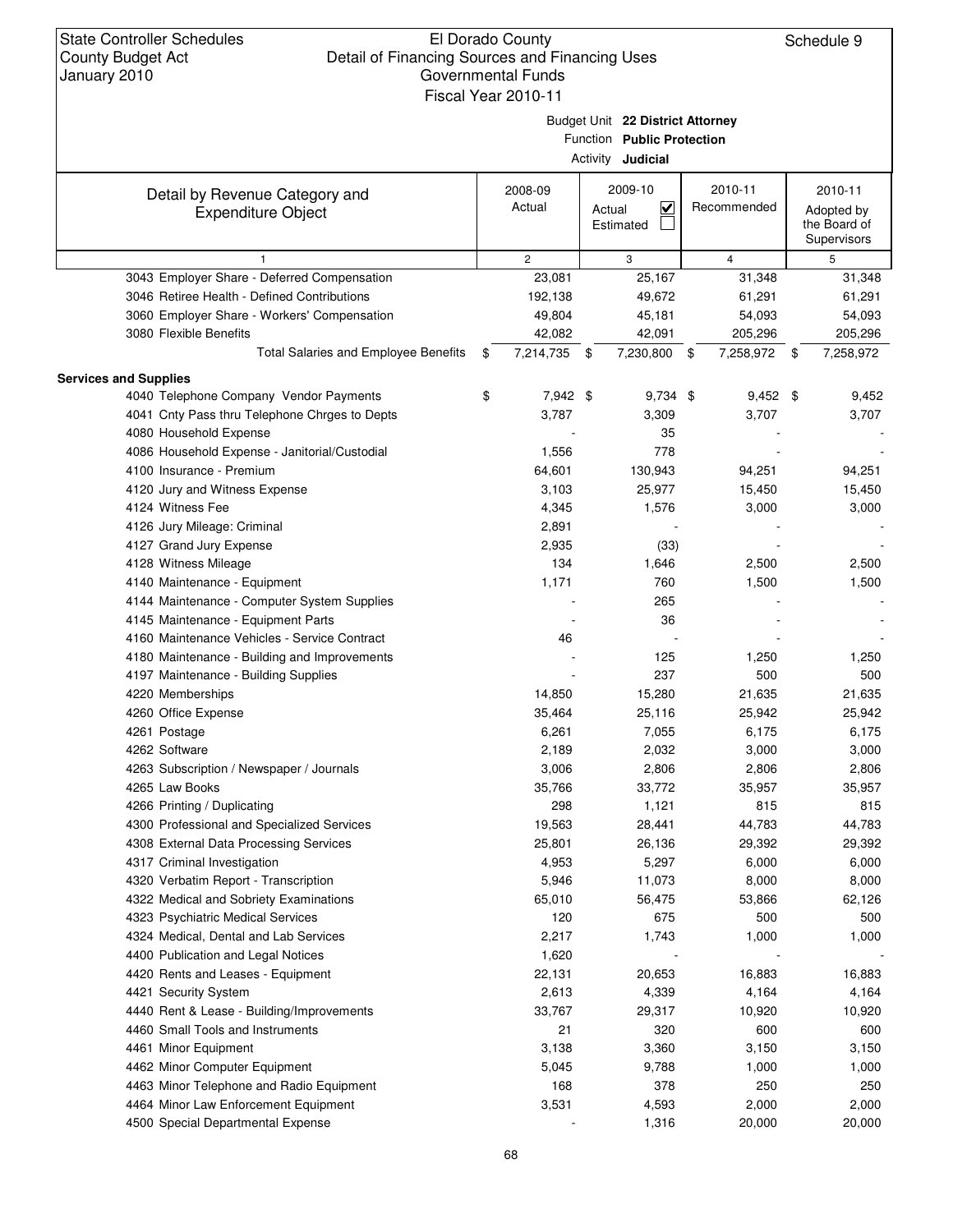State Controller Schedules
County Budget Act
January 2010

El Dorado County
Detail of Financing Sources and Financing Uses
Governmental Funds
Fiscal Year 2010-11

Schedule 9

Budget Unit **22 District Attorney**
Function **Public Protection**
Activity **Judicial**

| Detail by Revenue Category and Expenditure Object | 2008-09 Actual | 2009-10 Actual ☑ Estimated ☐ | 2010-11 Recommended | 2010-11 Adopted by the Board of Supervisors |
|---|---|---|---|---|
| 1 | 2 | 3 | 4 | 5 |
| 3043 Employer Share - Deferred Compensation | 23,081 | 25,167 | 31,348 | 31,348 |
| 3046 Retiree Health - Defined Contributions | 192,138 | 49,672 | 61,291 | 61,291 |
| 3060 Employer Share - Workers' Compensation | 49,804 | 45,181 | 54,093 | 54,093 |
| 3080 Flexible Benefits | 42,082 | 42,091 | 205,296 | 205,296 |
| Total Salaries and Employee Benefits | $ 7,214,735 | $ 7,230,800 | $ 7,258,972 | $ 7,258,972 |
| **Services and Supplies** | | | | |
| 4040 Telephone Company Vendor Payments | $ 7,942 | $ 9,734 | $ 9,452 | $ 9,452 |
| 4041 Cnty Pass thru Telephone Chrges to Depts | 3,787 | 3,309 | 3,707 | 3,707 |
| 4080 Household Expense | - | 35 | - | - |
| 4086 Household Expense - Janitorial/Custodial | 1,556 | 778 | - | - |
| 4100 Insurance - Premium | 64,601 | 130,943 | 94,251 | 94,251 |
| 4120 Jury and Witness Expense | 3,103 | 25,977 | 15,450 | 15,450 |
| 4124 Witness Fee | 4,345 | 1,576 | 3,000 | 3,000 |
| 4126 Jury Mileage: Criminal | 2,891 | - | - | - |
| 4127 Grand Jury Expense | 2,935 | (33) | - | - |
| 4128 Witness Mileage | 134 | 1,646 | 2,500 | 2,500 |
| 4140 Maintenance - Equipment | 1,171 | 760 | 1,500 | 1,500 |
| 4144 Maintenance - Computer System Supplies | - | 265 | - | - |
| 4145 Maintenance - Equipment Parts | - | 36 | - | - |
| 4160 Maintenance Vehicles - Service Contract | 46 | - | - | - |
| 4180 Maintenance - Building and Improvements | - | 125 | 1,250 | 1,250 |
| 4197 Maintenance - Building Supplies | - | 237 | 500 | 500 |
| 4220 Memberships | 14,850 | 15,280 | 21,635 | 21,635 |
| 4260 Office Expense | 35,464 | 25,116 | 25,942 | 25,942 |
| 4261 Postage | 6,261 | 7,055 | 6,175 | 6,175 |
| 4262 Software | 2,189 | 2,032 | 3,000 | 3,000 |
| 4263 Subscription / Newspaper / Journals | 3,006 | 2,806 | 2,806 | 2,806 |
| 4265 Law Books | 35,766 | 33,772 | 35,957 | 35,957 |
| 4266 Printing / Duplicating | 298 | 1,121 | 815 | 815 |
| 4300 Professional and Specialized Services | 19,563 | 28,441 | 44,783 | 44,783 |
| 4308 External Data Processing Services | 25,801 | 26,136 | 29,392 | 29,392 |
| 4317 Criminal Investigation | 4,953 | 5,297 | 6,000 | 6,000 |
| 4320 Verbatim Report - Transcription | 5,946 | 11,073 | 8,000 | 8,000 |
| 4322 Medical and Sobriety Examinations | 65,010 | 56,475 | 53,866 | 62,126 |
| 4323 Psychiatric Medical Services | 120 | 675 | 500 | 500 |
| 4324 Medical, Dental and Lab Services | 2,217 | 1,743 | 1,000 | 1,000 |
| 4400 Publication and Legal Notices | 1,620 | - | - | - |
| 4420 Rents and Leases - Equipment | 22,131 | 20,653 | 16,883 | 16,883 |
| 4421 Security System | 2,613 | 4,339 | 4,164 | 4,164 |
| 4440 Rent & Lease - Building/Improvements | 33,767 | 29,317 | 10,920 | 10,920 |
| 4460 Small Tools and Instruments | 21 | 320 | 600 | 600 |
| 4461 Minor Equipment | 3,138 | 3,360 | 3,150 | 3,150 |
| 4462 Minor Computer Equipment | 5,045 | 9,788 | 1,000 | 1,000 |
| 4463 Minor Telephone and Radio Equipment | 168 | 378 | 250 | 250 |
| 4464 Minor Law Enforcement Equipment | 3,531 | 4,593 | 2,000 | 2,000 |
| 4500 Special Departmental Expense | - | 1,316 | 20,000 | 20,000 |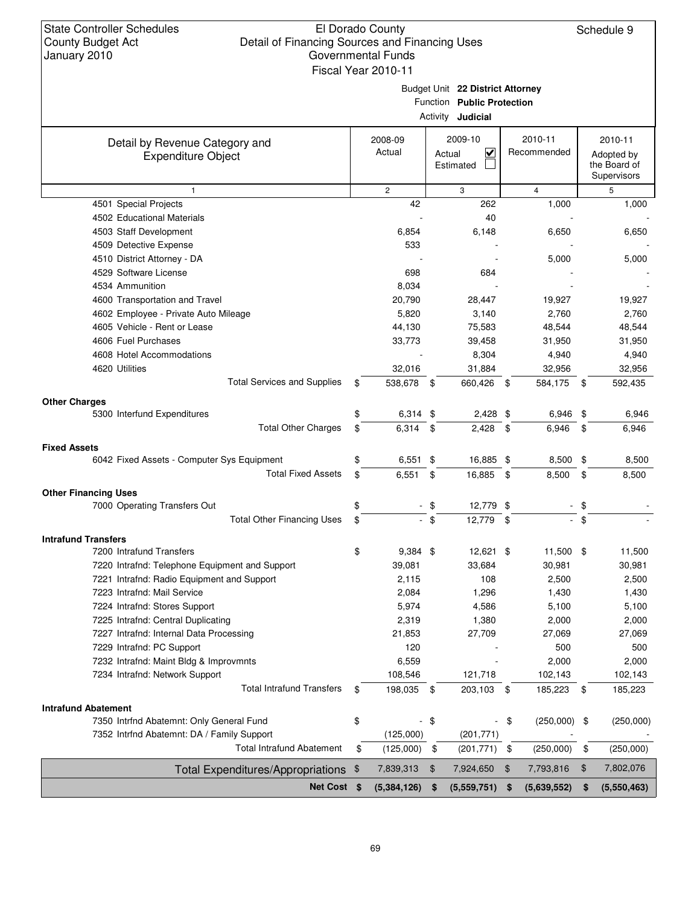State Controller Schedules
County Budget Act
January 2010

El Dorado County
Detail of Financing Sources and Financing Uses
Governmental Funds
Fiscal Year 2010-11

Schedule 9

Budget Unit **22 District Attorney**
Function **Public Protection**
Activity **Judicial**

| Detail by Revenue Category and Expenditure Object | 2008-09 Actual | 2009-10 Actual ☑ Estimated ☐ | 2010-11 Recommended | 2010-11 Adopted by the Board of Supervisors |
|---|---|---|---|---|
| 1 | 2 | 3 | 4 | 5 |
| 4501 Special Projects | 42 | 262 | 1,000 | 1,000 |
| 4502 Educational Materials | - | 40 | - | - |
| 4503 Staff Development | 6,854 | 6,148 | 6,650 | 6,650 |
| 4509 Detective Expense | 533 | - | - | - |
| 4510 District Attorney - DA | - | - | 5,000 | 5,000 |
| 4529 Software License | 698 | 684 | - | - |
| 4534 Ammunition | 8,034 | - | - | - |
| 4600 Transportation and Travel | 20,790 | 28,447 | 19,927 | 19,927 |
| 4602 Employee - Private Auto Mileage | 5,820 | 3,140 | 2,760 | 2,760 |
| 4605 Vehicle - Rent or Lease | 44,130 | 75,583 | 48,544 | 48,544 |
| 4606 Fuel Purchases | 33,773 | 39,458 | 31,950 | 31,950 |
| 4608 Hotel Accommodations | - | 8,304 | 4,940 | 4,940 |
| 4620 Utilities | 32,016 | 31,884 | 32,956 | 32,956 |
| Total Services and Supplies | $ 538,678 | $ 660,426 | $ 584,175 | $ 592,435 |
| **Other Charges** | | | | |
| 5300 Interfund Expenditures | $ 6,314 | $ 2,428 | $ 6,946 | $ 6,946 |
| Total Other Charges | $ 6,314 | $ 2,428 | $ 6,946 | $ 6,946 |
| **Fixed Assets** | | | | |
| 6042 Fixed Assets - Computer Sys Equipment | $ 6,551 | $ 16,885 | $ 8,500 | $ 8,500 |
| Total Fixed Assets | $ 6,551 | $ 16,885 | $ 8,500 | $ 8,500 |
| **Other Financing Uses** | | | | |
| 7000 Operating Transfers Out | $ - | $ 12,779 | $ - | $ - |
| Total Other Financing Uses | $ - | $ 12,779 | $ - | $ - |
| **Intrafund Transfers** | | | | |
| 7200 Intrafund Transfers | $ 9,384 | $ 12,621 | $ 11,500 | $ 11,500 |
| 7220 Intrafnd: Telephone Equipment and Support | 39,081 | 33,684 | 30,981 | 30,981 |
| 7221 Intrafnd: Radio Equipment and Support | 2,115 | 108 | 2,500 | 2,500 |
| 7223 Intrafnd: Mail Service | 2,084 | 1,296 | 1,430 | 1,430 |
| 7224 Intrafnd: Stores Support | 5,974 | 4,586 | 5,100 | 5,100 |
| 7225 Intrafnd: Central Duplicating | 2,319 | 1,380 | 2,000 | 2,000 |
| 7227 Intrafnd: Internal Data Processing | 21,853 | 27,709 | 27,069 | 27,069 |
| 7229 Intrafnd: PC Support | 120 | - | 500 | 500 |
| 7232 Intrafnd: Maint Bldg & Improvmnts | 6,559 | - | 2,000 | 2,000 |
| 7234 Intrafnd: Network Support | 108,546 | 121,718 | 102,143 | 102,143 |
| Total Intrafund Transfers | $ 198,035 | $ 203,103 | $ 185,223 | $ 185,223 |
| **Intrafund Abatement** | | | | |
| 7350 Intrfnd Abatemnt: Only General Fund | $ - | $ - | $ (250,000) | $ (250,000) |
| 7352 Intrfnd Abatemnt: DA / Family Support | (125,000) | (201,771) | - | - |
| Total Intrafund Abatement | $ (125,000) | $ (201,771) | $ (250,000) | $ (250,000) |
| Total Expenditures/Appropriations | $ 7,839,313 | $ 7,924,650 | $ 7,793,816 | $ 7,802,076 |
| **Net Cost** | **$ (5,384,126)** | **$ (5,559,751)** | **$ (5,639,552)** | **$ (5,550,463)** |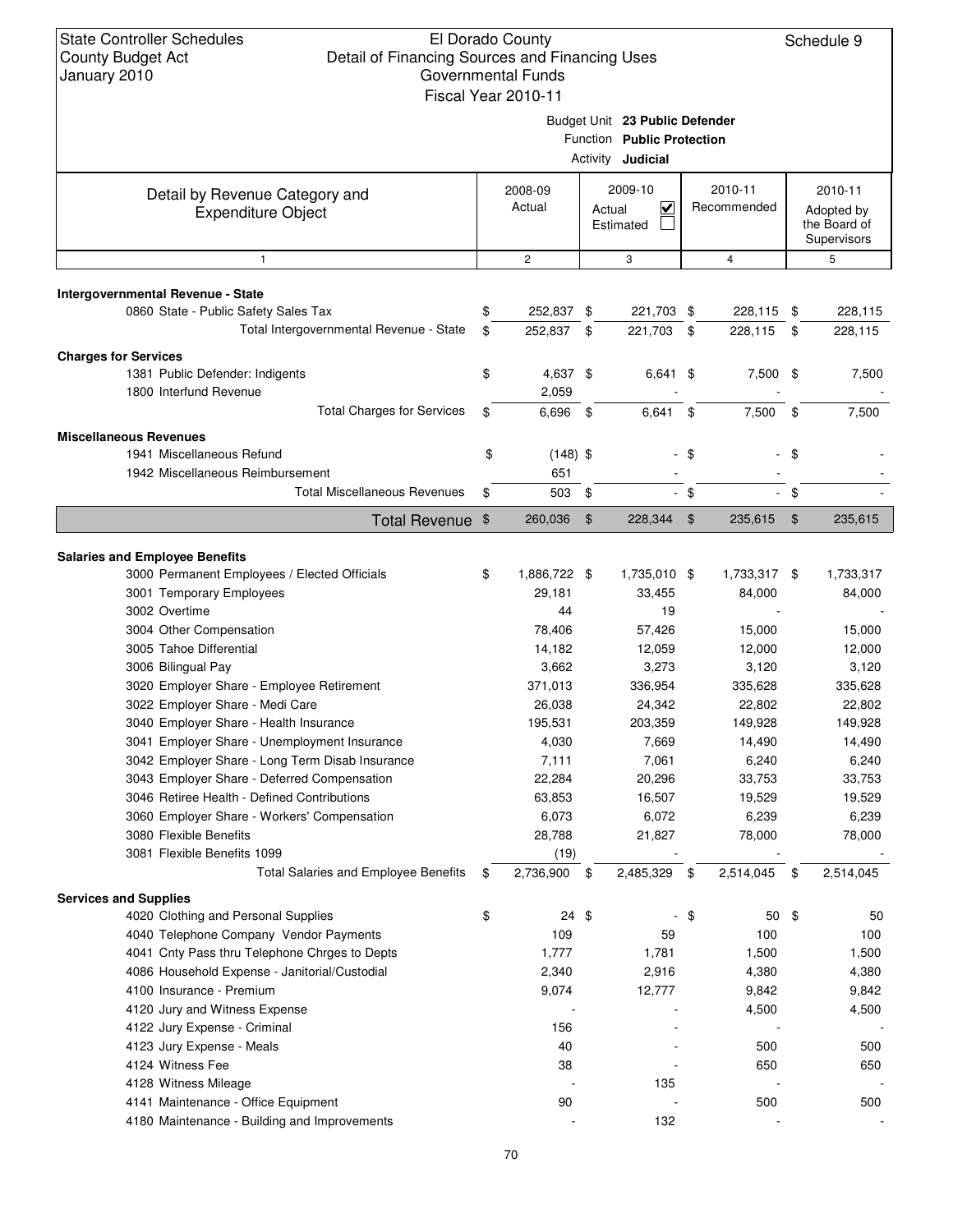State Controller Schedules
County Budget Act
January 2010

El Dorado County
Detail of Financing Sources and Financing Uses
Governmental Funds
Fiscal Year 2010-11

Schedule 9

Budget Unit **23 Public Defender**
Function **Public Protection**
Activity **Judicial**

| Detail by Revenue Category and Expenditure Object | 2008-09 Actual | 2009-10 Actual ☑ Estimated ☐ | 2010-11 Recommended | 2010-11 Adopted by the Board of Supervisors |
|---|---|---|---|---|
| 1 | 2 | 3 | 4 | 5 |
| **Intergovernmental Revenue - State** | | | | |
| 0860 State - Public Safety Sales Tax | $ 252,837 | $ 221,703 | $ 228,115 | $ 228,115 |
| Total Intergovernmental Revenue - State | $ 252,837 | $ 221,703 | $ 228,115 | $ 228,115 |
| **Charges for Services** | | | | |
| 1381 Public Defender: Indigents | $ 4,637 | $ 6,641 | $ 7,500 | $ 7,500 |
| 1800 Interfund Revenue | 2,059 | - | - | - |
| Total Charges for Services | $ 6,696 | $ 6,641 | $ 7,500 | $ 7,500 |
| **Miscellaneous Revenues** | | | | |
| 1941 Miscellaneous Refund | $ (148) | $ - | $ - | $ - |
| 1942 Miscellaneous Reimbursement | 651 | - | - | - |
| Total Miscellaneous Revenues | $ 503 | $ - | $ - | $ - |
| **Total Revenue** | $ 260,036 | $ 228,344 | $ 235,615 | $ 235,615 |
| **Salaries and Employee Benefits** | | | | |
| 3000 Permanent Employees / Elected Officials | $ 1,886,722 | $ 1,735,010 | $ 1,733,317 | $ 1,733,317 |
| 3001 Temporary Employees | 29,181 | 33,455 | 84,000 | 84,000 |
| 3002 Overtime | 44 | 19 | - | - |
| 3004 Other Compensation | 78,406 | 57,426 | 15,000 | 15,000 |
| 3005 Tahoe Differential | 14,182 | 12,059 | 12,000 | 12,000 |
| 3006 Bilingual Pay | 3,662 | 3,273 | 3,120 | 3,120 |
| 3020 Employer Share - Employee Retirement | 371,013 | 336,954 | 335,628 | 335,628 |
| 3022 Employer Share - Medi Care | 26,038 | 24,342 | 22,802 | 22,802 |
| 3040 Employer Share - Health Insurance | 195,531 | 203,359 | 149,928 | 149,928 |
| 3041 Employer Share - Unemployment Insurance | 4,030 | 7,669 | 14,490 | 14,490 |
| 3042 Employer Share - Long Term Disab Insurance | 7,111 | 7,061 | 6,240 | 6,240 |
| 3043 Employer Share - Deferred Compensation | 22,284 | 20,296 | 33,753 | 33,753 |
| 3046 Retiree Health - Defined Contributions | 63,853 | 16,507 | 19,529 | 19,529 |
| 3060 Employer Share - Workers' Compensation | 6,073 | 6,072 | 6,239 | 6,239 |
| 3080 Flexible Benefits | 28,788 | 21,827 | 78,000 | 78,000 |
| 3081 Flexible Benefits 1099 | (19) | - | - | - |
| Total Salaries and Employee Benefits | $ 2,736,900 | $ 2,485,329 | $ 2,514,045 | $ 2,514,045 |
| **Services and Supplies** | | | | |
| 4020 Clothing and Personal Supplies | $ 24 | $ - | $ 50 | $ 50 |
| 4040 Telephone Company Vendor Payments | 109 | 59 | 100 | 100 |
| 4041 Cnty Pass thru Telephone Chrges to Depts | 1,777 | 1,781 | 1,500 | 1,500 |
| 4086 Household Expense - Janitorial/Custodial | 2,340 | 2,916 | 4,380 | 4,380 |
| 4100 Insurance - Premium | 9,074 | 12,777 | 9,842 | 9,842 |
| 4120 Jury and Witness Expense | - | - | 4,500 | 4,500 |
| 4122 Jury Expense - Criminal | 156 | - | - | - |
| 4123 Jury Expense - Meals | 40 | - | 500 | 500 |
| 4124 Witness Fee | 38 | - | 650 | 650 |
| 4128 Witness Mileage | - | 135 | - | - |
| 4141 Maintenance - Office Equipment | 90 | - | 500 | 500 |
| 4180 Maintenance - Building and Improvements | - | 132 | - | - |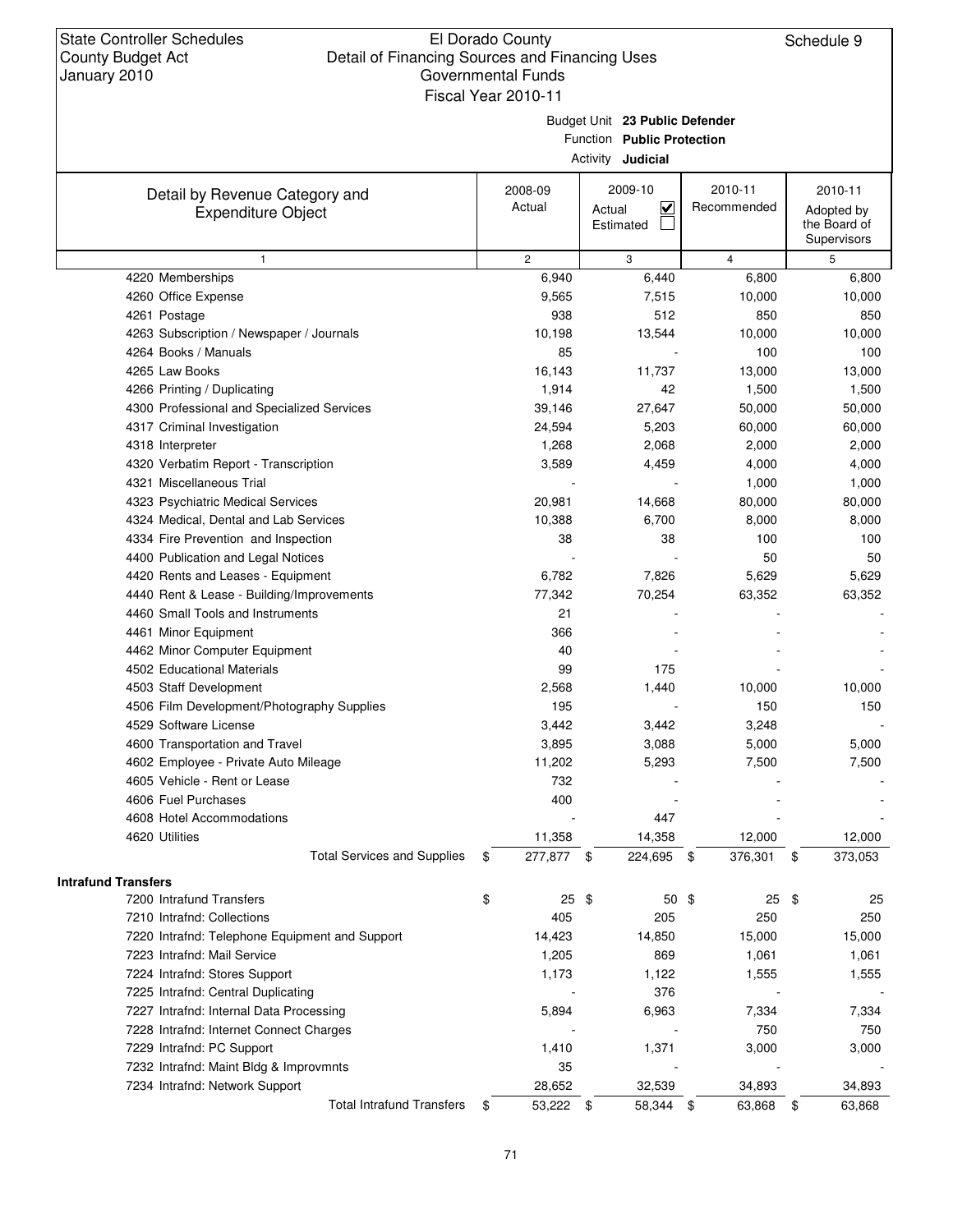State Controller Schedules
County Budget Act
January 2010

El Dorado County
Detail of Financing Sources and Financing Uses
Governmental Funds
Fiscal Year 2010-11

Schedule 9

Budget Unit **23 Public Defender**
Function **Public Protection**
Activity **Judicial**

| Detail by Revenue Category and Expenditure Object | 2008-09 Actual | 2009-10 Actual ☑ Estimated ☐ | 2010-11 Recommended | 2010-11 Adopted by the Board of Supervisors |
|---|---|---|---|---|
| 1 | 2 | 3 | 4 | 5 |
| 4220 Memberships | 6,940 | 6,440 | 6,800 | 6,800 |
| 4260 Office Expense | 9,565 | 7,515 | 10,000 | 10,000 |
| 4261 Postage | 938 | 512 | 850 | 850 |
| 4263 Subscription / Newspaper / Journals | 10,198 | 13,544 | 10,000 | 10,000 |
| 4264 Books / Manuals | 85 | - | 100 | 100 |
| 4265 Law Books | 16,143 | 11,737 | 13,000 | 13,000 |
| 4266 Printing / Duplicating | 1,914 | 42 | 1,500 | 1,500 |
| 4300 Professional and Specialized Services | 39,146 | 27,647 | 50,000 | 50,000 |
| 4317 Criminal Investigation | 24,594 | 5,203 | 60,000 | 60,000 |
| 4318 Interpreter | 1,268 | 2,068 | 2,000 | 2,000 |
| 4320 Verbatim Report - Transcription | 3,589 | 4,459 | 4,000 | 4,000 |
| 4321 Miscellaneous Trial | - | - | 1,000 | 1,000 |
| 4323 Psychiatric Medical Services | 20,981 | 14,668 | 80,000 | 80,000 |
| 4324 Medical, Dental and Lab Services | 10,388 | 6,700 | 8,000 | 8,000 |
| 4334 Fire Prevention and Inspection | 38 | 38 | 100 | 100 |
| 4400 Publication and Legal Notices | - | - | 50 | 50 |
| 4420 Rents and Leases - Equipment | 6,782 | 7,826 | 5,629 | 5,629 |
| 4440 Rent & Lease - Building/Improvements | 77,342 | 70,254 | 63,352 | 63,352 |
| 4460 Small Tools and Instruments | 21 | - | - | - |
| 4461 Minor Equipment | 366 | - | - | - |
| 4462 Minor Computer Equipment | 40 | - | - | - |
| 4502 Educational Materials | 99 | 175 | - | - |
| 4503 Staff Development | 2,568 | 1,440 | 10,000 | 10,000 |
| 4506 Film Development/Photography Supplies | 195 | - | 150 | 150 |
| 4529 Software License | 3,442 | 3,442 | 3,248 | - |
| 4600 Transportation and Travel | 3,895 | 3,088 | 5,000 | 5,000 |
| 4602 Employee - Private Auto Mileage | 11,202 | 5,293 | 7,500 | 7,500 |
| 4605 Vehicle - Rent or Lease | 732 | - | - | - |
| 4606 Fuel Purchases | 400 | - | - | - |
| 4608 Hotel Accommodations | - | 447 | - | - |
| 4620 Utilities | 11,358 | 14,358 | 12,000 | 12,000 |
| Total Services and Supplies | $ 277,877 | $ 224,695 | $ 376,301 | $ 373,053 |
| **Intrafund Transfers** | | | | |
| 7200 Intrafund Transfers | $ 25 | $ 50 | $ 25 | $ 25 |
| 7210 Intrafnd: Collections | 405 | 205 | 250 | 250 |
| 7220 Intrafnd: Telephone Equipment and Support | 14,423 | 14,850 | 15,000 | 15,000 |
| 7223 Intrafnd: Mail Service | 1,205 | 869 | 1,061 | 1,061 |
| 7224 Intrafnd: Stores Support | 1,173 | 1,122 | 1,555 | 1,555 |
| 7225 Intrafnd: Central Duplicating | - | 376 | - | - |
| 7227 Intrafnd: Internal Data Processing | 5,894 | 6,963 | 7,334 | 7,334 |
| 7228 Intrafnd: Internet Connect Charges | - | - | 750 | 750 |
| 7229 Intrafnd: PC Support | 1,410 | 1,371 | 3,000 | 3,000 |
| 7232 Intrafnd: Maint Bldg & Improvmnts | 35 | - | - | - |
| 7234 Intrafnd: Network Support | 28,652 | 32,539 | 34,893 | 34,893 |
| Total Intrafund Transfers | $ 53,222 | $ 58,344 | $ 63,868 | $ 63,868 |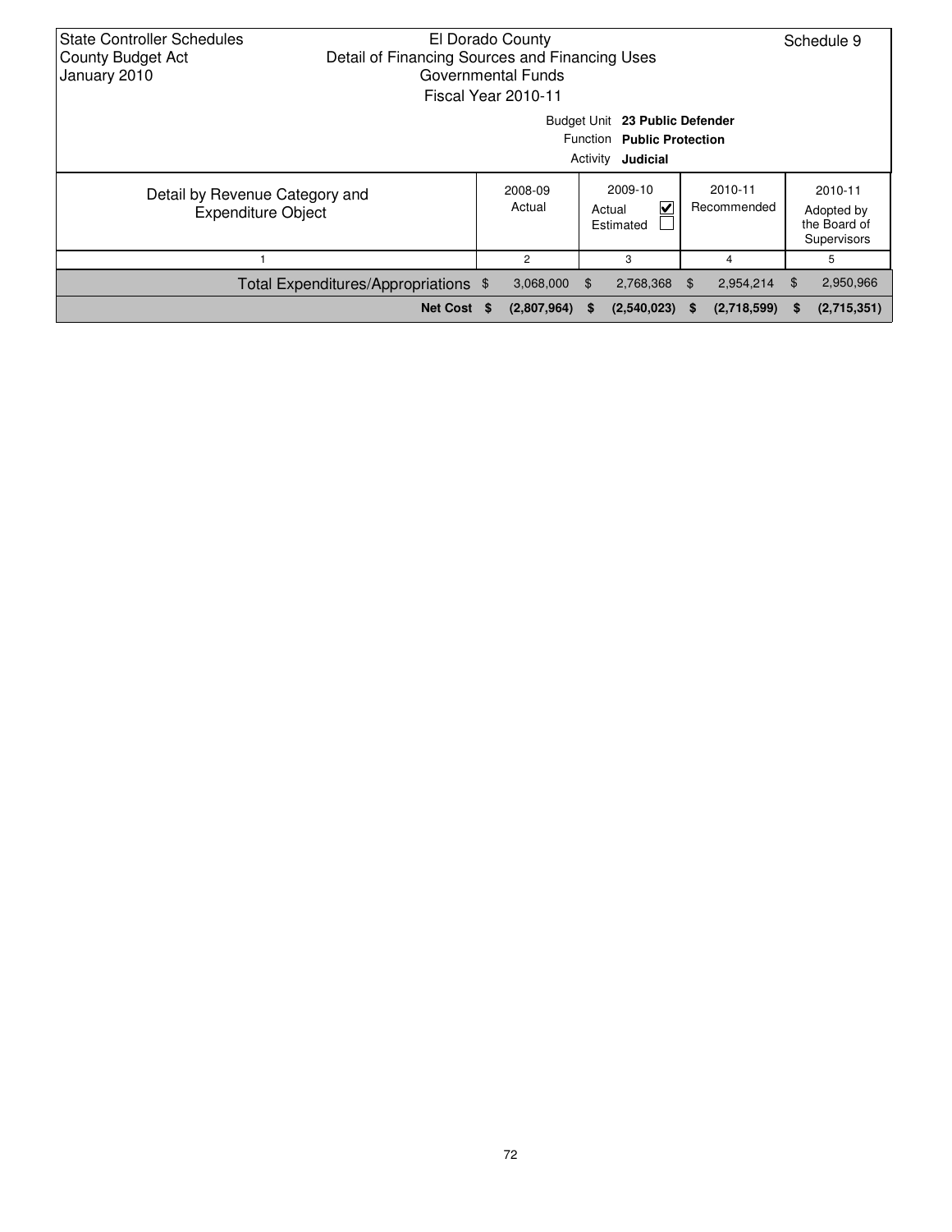State Controller Schedules
County Budget Act
January 2010

El Dorado County
Detail of Financing Sources and Financing Uses
Governmental Funds
Fiscal Year 2010-11

Schedule 9

Budget Unit **23 Public Defender**
Function **Public Protection**
Activity **Judicial**

| Detail by Revenue Category and Expenditure Object | 2008-09 Actual | 2009-10 Actual ☑ Estimated ☐ | 2010-11 Recommended | 2010-11 Adopted by the Board of Supervisors |
|---|---|---|---|---|
| 1 | 2 | 3 | 4 | 5 |
| Total Expenditures/Appropriations | $ 3,068,000 | $ 2,768,368 | $ 2,954,214 | $ 2,950,966 |
| **Net Cost** | **$ (2,807,964)** | **$ (2,540,023)** | **$ (2,718,599)** | **$ (2,715,351)** |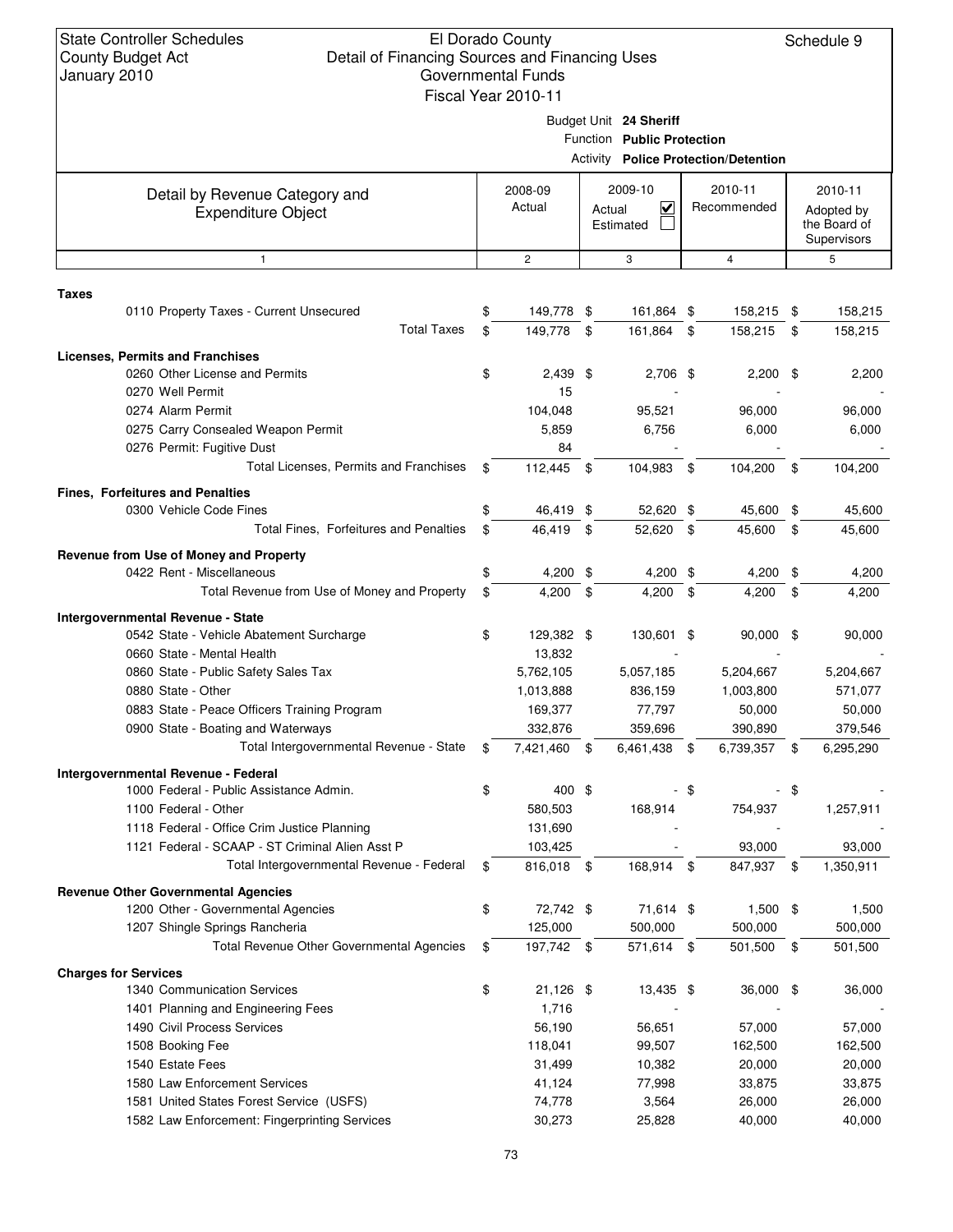State Controller Schedules
County Budget Act
January 2010

El Dorado County
Detail of Financing Sources and Financing Uses
Governmental Funds
Fiscal Year 2010-11

Schedule 9

Budget Unit **24 Sheriff**
Function **Public Protection**
Activity **Police Protection/Detention**

| Detail by Revenue Category and Expenditure Object | 2008-09 Actual | 2009-10 Actual ☑ Estimated ☐ | 2010-11 Recommended | 2010-11 Adopted by the Board of Supervisors |
|---|---|---|---|---|
| 1 | 2 | 3 | 4 | 5 |
| **Taxes** | | | | |
| 0110 Property Taxes - Current Unsecured | $ 149,778 | $ 161,864 | $ 158,215 | $ 158,215 |
| Total Taxes | $ 149,778 | $ 161,864 | $ 158,215 | $ 158,215 |
| **Licenses, Permits and Franchises** | | | | |
| 0260 Other License and Permits | $ 2,439 | $ 2,706 | $ 2,200 | $ 2,200 |
| 0270 Well Permit | 15 | - | - | - |
| 0274 Alarm Permit | 104,048 | 95,521 | 96,000 | 96,000 |
| 0275 Carry Consealed Weapon Permit | 5,859 | 6,756 | 6,000 | 6,000 |
| 0276 Permit: Fugitive Dust | 84 | - | - | - |
| Total Licenses, Permits and Franchises | $ 112,445 | $ 104,983 | $ 104,200 | $ 104,200 |
| **Fines, Forfeitures and Penalties** | | | | |
| 0300 Vehicle Code Fines | $ 46,419 | $ 52,620 | $ 45,600 | $ 45,600 |
| Total Fines, Forfeitures and Penalties | $ 46,419 | $ 52,620 | $ 45,600 | $ 45,600 |
| **Revenue from Use of Money and Property** | | | | |
| 0422 Rent - Miscellaneous | $ 4,200 | $ 4,200 | $ 4,200 | $ 4,200 |
| Total Revenue from Use of Money and Property | $ 4,200 | $ 4,200 | $ 4,200 | $ 4,200 |
| **Intergovernmental Revenue - State** | | | | |
| 0542 State - Vehicle Abatement Surcharge | $ 129,382 | $ 130,601 | $ 90,000 | $ 90,000 |
| 0660 State - Mental Health | 13,832 | - | - | - |
| 0860 State - Public Safety Sales Tax | 5,762,105 | 5,057,185 | 5,204,667 | 5,204,667 |
| 0880 State - Other | 1,013,888 | 836,159 | 1,003,800 | 571,077 |
| 0883 State - Peace Officers Training Program | 169,377 | 77,797 | 50,000 | 50,000 |
| 0900 State - Boating and Waterways | 332,876 | 359,696 | 390,890 | 379,546 |
| Total Intergovernmental Revenue - State | $ 7,421,460 | $ 6,461,438 | $ 6,739,357 | $ 6,295,290 |
| **Intergovernmental Revenue - Federal** | | | | |
| 1000 Federal - Public Assistance Admin. | $ 400 | $ - | $ - | $ - |
| 1100 Federal - Other | 580,503 | 168,914 | 754,937 | 1,257,911 |
| 1118 Federal - Office Crim Justice Planning | 131,690 | - | - | - |
| 1121 Federal - SCAAP - ST Criminal Alien Asst P | 103,425 | - | 93,000 | 93,000 |
| Total Intergovernmental Revenue - Federal | $ 816,018 | $ 168,914 | $ 847,937 | $ 1,350,911 |
| **Revenue Other Governmental Agencies** | | | | |
| 1200 Other - Governmental Agencies | $ 72,742 | $ 71,614 | $ 1,500 | $ 1,500 |
| 1207 Shingle Springs Rancheria | 125,000 | 500,000 | 500,000 | 500,000 |
| Total Revenue Other Governmental Agencies | $ 197,742 | $ 571,614 | $ 501,500 | $ 501,500 |
| **Charges for Services** | | | | |
| 1340 Communication Services | $ 21,126 | $ 13,435 | $ 36,000 | $ 36,000 |
| 1401 Planning and Engineering Fees | 1,716 | - | - | - |
| 1490 Civil Process Services | 56,190 | 56,651 | 57,000 | 57,000 |
| 1508 Booking Fee | 118,041 | 99,507 | 162,500 | 162,500 |
| 1540 Estate Fees | 31,499 | 10,382 | 20,000 | 20,000 |
| 1580 Law Enforcement Services | 41,124 | 77,998 | 33,875 | 33,875 |
| 1581 United States Forest Service (USFS) | 74,778 | 3,564 | 26,000 | 26,000 |
| 1582 Law Enforcement: Fingerprinting Services | 30,273 | 25,828 | 40,000 | 40,000 |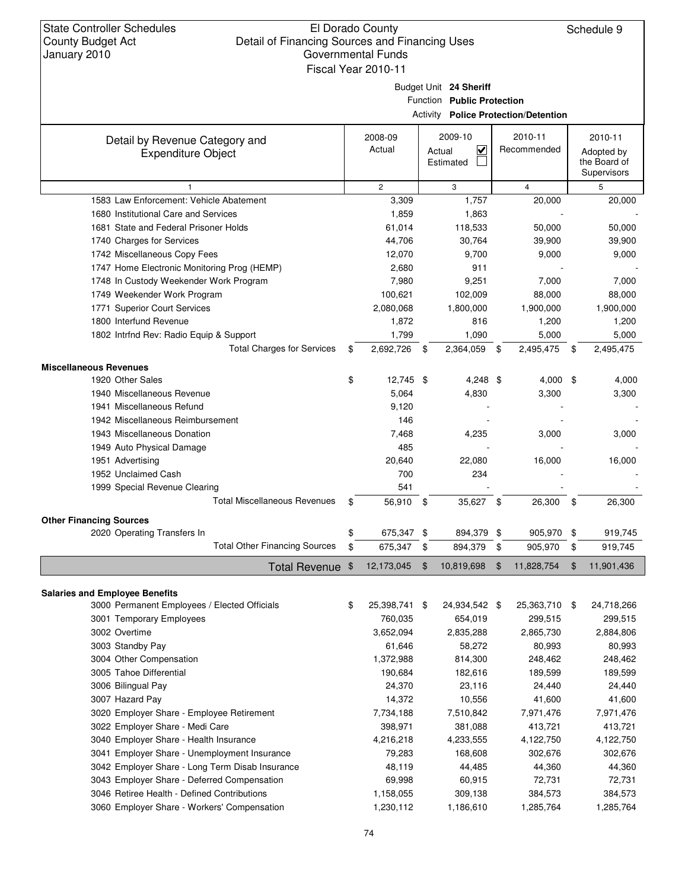State Controller Schedules
County Budget Act
January 2010

El Dorado County
Detail of Financing Sources and Financing Uses
Governmental Funds
Fiscal Year 2010-11

Schedule 9

Budget Unit **24 Sheriff**
Function **Public Protection**
Activity **Police Protection/Detention**

| Detail by Revenue Category and Expenditure Object | 2008-09 Actual | 2009-10 Actual ☑ Estimated ☐ | 2010-11 Recommended | 2010-11 Adopted by the Board of Supervisors |
|---|---|---|---|---|
| 1 | 2 | 3 | 4 | 5 |
| 1583 Law Enforcement: Vehicle Abatement | 3,309 | 1,757 | 20,000 | 20,000 |
| 1680 Institutional Care and Services | 1,859 | 1,863 | - | - |
| 1681 State and Federal Prisoner Holds | 61,014 | 118,533 | 50,000 | 50,000 |
| 1740 Charges for Services | 44,706 | 30,764 | 39,900 | 39,900 |
| 1742 Miscellaneous Copy Fees | 12,070 | 9,700 | 9,000 | 9,000 |
| 1747 Home Electronic Monitoring Prog (HEMP) | 2,680 | 911 | - | - |
| 1748 In Custody Weekender Work Program | 7,980 | 9,251 | 7,000 | 7,000 |
| 1749 Weekender Work Program | 100,621 | 102,009 | 88,000 | 88,000 |
| 1771 Superior Court Services | 2,080,068 | 1,800,000 | 1,900,000 | 1,900,000 |
| 1800 Interfund Revenue | 1,872 | 816 | 1,200 | 1,200 |
| 1802 Intrfnd Rev: Radio Equip & Support | 1,799 | 1,090 | 5,000 | 5,000 |
| Total Charges for Services | $ 2,692,726 | $ 2,364,059 | $ 2,495,475 | $ 2,495,475 |
| **Miscellaneous Revenues** | | | | |
| 1920 Other Sales | $ 12,745 | $ 4,248 | $ 4,000 | $ 4,000 |
| 1940 Miscellaneous Revenue | 5,064 | 4,830 | 3,300 | 3,300 |
| 1941 Miscellaneous Refund | 9,120 | - | - | - |
| 1942 Miscellaneous Reimbursement | 146 | - | - | - |
| 1943 Miscellaneous Donation | 7,468 | 4,235 | 3,000 | 3,000 |
| 1949 Auto Physical Damage | 485 | - | - | - |
| 1951 Advertising | 20,640 | 22,080 | 16,000 | 16,000 |
| 1952 Unclaimed Cash | 700 | 234 | - | - |
| 1999 Special Revenue Clearing | 541 | - | - | - |
| Total Miscellaneous Revenues | $ 56,910 | $ 35,627 | $ 26,300 | $ 26,300 |
| **Other Financing Sources** | | | | |
| 2020 Operating Transfers In | $ 675,347 | $ 894,379 | $ 905,970 | $ 919,745 |
| Total Other Financing Sources | $ 675,347 | $ 894,379 | $ 905,970 | $ 919,745 |
| **Total Revenue** | $ 12,173,045 | $ 10,819,698 | $ 11,828,754 | $ 11,901,436 |
| **Salaries and Employee Benefits** | | | | |
| 3000 Permanent Employees / Elected Officials | $ 25,398,741 | $ 24,934,542 | $ 25,363,710 | $ 24,718,266 |
| 3001 Temporary Employees | 760,035 | 654,019 | 299,515 | 299,515 |
| 3002 Overtime | 3,652,094 | 2,835,288 | 2,865,730 | 2,884,806 |
| 3003 Standby Pay | 61,646 | 58,272 | 80,993 | 80,993 |
| 3004 Other Compensation | 1,372,988 | 814,300 | 248,462 | 248,462 |
| 3005 Tahoe Differential | 190,684 | 182,616 | 189,599 | 189,599 |
| 3006 Bilingual Pay | 24,370 | 23,116 | 24,440 | 24,440 |
| 3007 Hazard Pay | 14,372 | 10,556 | 41,600 | 41,600 |
| 3020 Employer Share - Employee Retirement | 7,734,188 | 7,510,842 | 7,971,476 | 7,971,476 |
| 3022 Employer Share - Medi Care | 398,971 | 381,088 | 413,721 | 413,721 |
| 3040 Employer Share - Health Insurance | 4,216,218 | 4,233,555 | 4,122,750 | 4,122,750 |
| 3041 Employer Share - Unemployment Insurance | 79,283 | 168,608 | 302,676 | 302,676 |
| 3042 Employer Share - Long Term Disab Insurance | 48,119 | 44,485 | 44,360 | 44,360 |
| 3043 Employer Share - Deferred Compensation | 69,998 | 60,915 | 72,731 | 72,731 |
| 3046 Retiree Health - Defined Contributions | 1,158,055 | 309,138 | 384,573 | 384,573 |
| 3060 Employer Share - Workers' Compensation | 1,230,112 | 1,186,610 | 1,285,764 | 1,285,764 |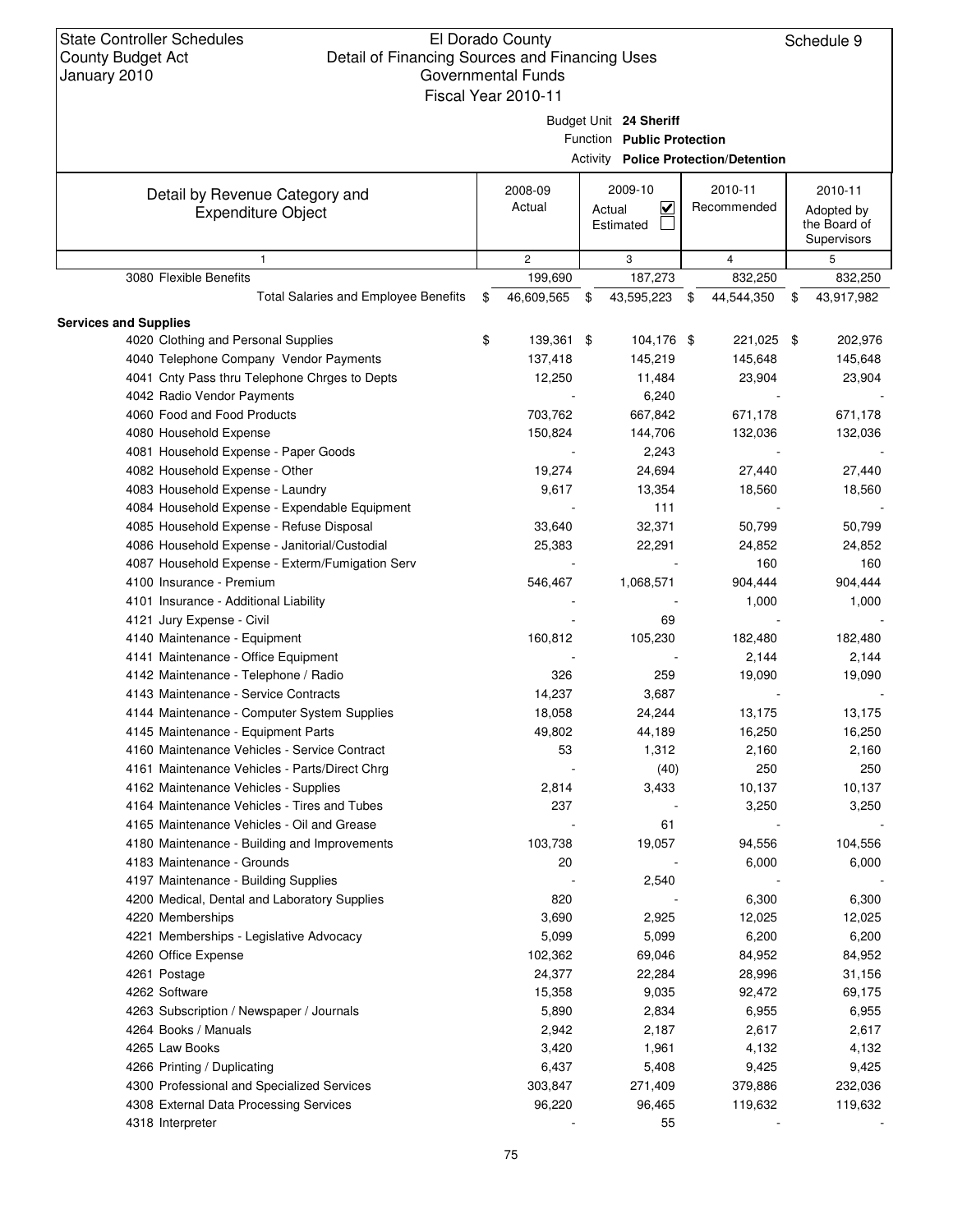State Controller Schedules
County Budget Act
January 2010

El Dorado County
Detail of Financing Sources and Financing Uses
Governmental Funds
Fiscal Year 2010-11

Schedule 9

Budget Unit **24 Sheriff**
Function **Public Protection**
Activity **Police Protection/Detention**

| Detail by Revenue Category and Expenditure Object | 2008-09 Actual | 2009-10 Actual ☑ Estimated ☐ | 2010-11 Recommended | 2010-11 Adopted by the Board of Supervisors |
|---|---|---|---|---|
| 1 | 2 | 3 | 4 | 5 |
| 3080 Flexible Benefits | 199,690 | 187,273 | 832,250 | 832,250 |
| Total Salaries and Employee Benefits | $ 46,609,565 | $ 43,595,223 | $ 44,544,350 | $ 43,917,982 |
| **Services and Supplies** | | | | |
| 4020 Clothing and Personal Supplies | $ 139,361 | $ 104,176 | $ 221,025 | $ 202,976 |
| 4040 Telephone Company Vendor Payments | 137,418 | 145,219 | 145,648 | 145,648 |
| 4041 Cnty Pass thru Telephone Chrges to Depts | 12,250 | 11,484 | 23,904 | 23,904 |
| 4042 Radio Vendor Payments | - | 6,240 | - | - |
| 4060 Food and Food Products | 703,762 | 667,842 | 671,178 | 671,178 |
| 4080 Household Expense | 150,824 | 144,706 | 132,036 | 132,036 |
| 4081 Household Expense - Paper Goods | - | 2,243 | - | - |
| 4082 Household Expense - Other | 19,274 | 24,694 | 27,440 | 27,440 |
| 4083 Household Expense - Laundry | 9,617 | 13,354 | 18,560 | 18,560 |
| 4084 Household Expense - Expendable Equipment | - | 111 | - | - |
| 4085 Household Expense - Refuse Disposal | 33,640 | 32,371 | 50,799 | 50,799 |
| 4086 Household Expense - Janitorial/Custodial | 25,383 | 22,291 | 24,852 | 24,852 |
| 4087 Household Expense - Exterm/Fumigation Serv | - | - | 160 | 160 |
| 4100 Insurance - Premium | 546,467 | 1,068,571 | 904,444 | 904,444 |
| 4101 Insurance - Additional Liability | - | - | 1,000 | 1,000 |
| 4121 Jury Expense - Civil | - | 69 | - | - |
| 4140 Maintenance - Equipment | 160,812 | 105,230 | 182,480 | 182,480 |
| 4141 Maintenance - Office Equipment | - | - | 2,144 | 2,144 |
| 4142 Maintenance - Telephone / Radio | 326 | 259 | 19,090 | 19,090 |
| 4143 Maintenance - Service Contracts | 14,237 | 3,687 | - | - |
| 4144 Maintenance - Computer System Supplies | 18,058 | 24,244 | 13,175 | 13,175 |
| 4145 Maintenance - Equipment Parts | 49,802 | 44,189 | 16,250 | 16,250 |
| 4160 Maintenance Vehicles - Service Contract | 53 | 1,312 | 2,160 | 2,160 |
| 4161 Maintenance Vehicles - Parts/Direct Chrg | - | (40) | 250 | 250 |
| 4162 Maintenance Vehicles - Supplies | 2,814 | 3,433 | 10,137 | 10,137 |
| 4164 Maintenance Vehicles - Tires and Tubes | 237 | - | 3,250 | 3,250 |
| 4165 Maintenance Vehicles - Oil and Grease | - | 61 | - | - |
| 4180 Maintenance - Building and Improvements | 103,738 | 19,057 | 94,556 | 104,556 |
| 4183 Maintenance - Grounds | 20 | - | 6,000 | 6,000 |
| 4197 Maintenance - Building Supplies | - | 2,540 | - | - |
| 4200 Medical, Dental and Laboratory Supplies | 820 | - | 6,300 | 6,300 |
| 4220 Memberships | 3,690 | 2,925 | 12,025 | 12,025 |
| 4221 Memberships - Legislative Advocacy | 5,099 | 5,099 | 6,200 | 6,200 |
| 4260 Office Expense | 102,362 | 69,046 | 84,952 | 84,952 |
| 4261 Postage | 24,377 | 22,284 | 28,996 | 31,156 |
| 4262 Software | 15,358 | 9,035 | 92,472 | 69,175 |
| 4263 Subscription / Newspaper / Journals | 5,890 | 2,834 | 6,955 | 6,955 |
| 4264 Books / Manuals | 2,942 | 2,187 | 2,617 | 2,617 |
| 4265 Law Books | 3,420 | 1,961 | 4,132 | 4,132 |
| 4266 Printing / Duplicating | 6,437 | 5,408 | 9,425 | 9,425 |
| 4300 Professional and Specialized Services | 303,847 | 271,409 | 379,886 | 232,036 |
| 4308 External Data Processing Services | 96,220 | 96,465 | 119,632 | 119,632 |
| 4318 Interpreter | - | 55 | - | - |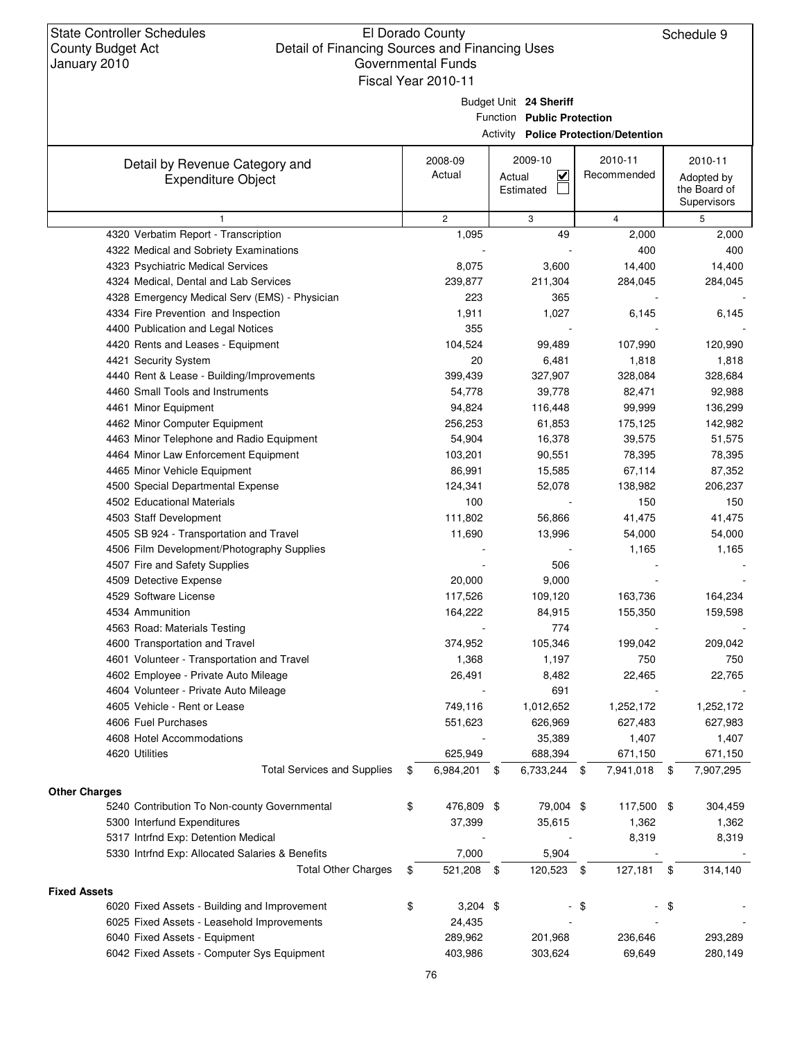State Controller Schedules
County Budget Act
January 2010

El Dorado County
Detail of Financing Sources and Financing Uses
Governmental Funds
Fiscal Year 2010-11

Schedule 9

Budget Unit **24 Sheriff**
Function **Public Protection**
Activity **Police Protection/Detention**

| Detail by Revenue Category and Expenditure Object | 2008-09 Actual | 2009-10 Actual ☑ Estimated ☐ | 2010-11 Recommended | 2010-11 Adopted by the Board of Supervisors |
|---|---|---|---|---|
| 1 | 2 | 3 | 4 | 5 |
| 4320 Verbatim Report - Transcription | 1,095 | 49 | 2,000 | 2,000 |
| 4322 Medical and Sobriety Examinations | - | - | 400 | 400 |
| 4323 Psychiatric Medical Services | 8,075 | 3,600 | 14,400 | 14,400 |
| 4324 Medical, Dental and Lab Services | 239,877 | 211,304 | 284,045 | 284,045 |
| 4328 Emergency Medical Serv (EMS) - Physician | 223 | 365 | - | - |
| 4334 Fire Prevention and Inspection | 1,911 | 1,027 | 6,145 | 6,145 |
| 4400 Publication and Legal Notices | 355 | - | - | - |
| 4420 Rents and Leases - Equipment | 104,524 | 99,489 | 107,990 | 120,990 |
| 4421 Security System | 20 | 6,481 | 1,818 | 1,818 |
| 4440 Rent & Lease - Building/Improvements | 399,439 | 327,907 | 328,084 | 328,684 |
| 4460 Small Tools and Instruments | 54,778 | 39,778 | 82,471 | 92,988 |
| 4461 Minor Equipment | 94,824 | 116,448 | 99,999 | 136,299 |
| 4462 Minor Computer Equipment | 256,253 | 61,853 | 175,125 | 142,982 |
| 4463 Minor Telephone and Radio Equipment | 54,904 | 16,378 | 39,575 | 51,575 |
| 4464 Minor Law Enforcement Equipment | 103,201 | 90,551 | 78,395 | 78,395 |
| 4465 Minor Vehicle Equipment | 86,991 | 15,585 | 67,114 | 87,352 |
| 4500 Special Departmental Expense | 124,341 | 52,078 | 138,982 | 206,237 |
| 4502 Educational Materials | 100 | - | 150 | 150 |
| 4503 Staff Development | 111,802 | 56,866 | 41,475 | 41,475 |
| 4505 SB 924 - Transportation and Travel | 11,690 | 13,996 | 54,000 | 54,000 |
| 4506 Film Development/Photography Supplies | - | - | 1,165 | 1,165 |
| 4507 Fire and Safety Supplies | - | 506 | - | - |
| 4509 Detective Expense | 20,000 | 9,000 | - | - |
| 4529 Software License | 117,526 | 109,120 | 163,736 | 164,234 |
| 4534 Ammunition | 164,222 | 84,915 | 155,350 | 159,598 |
| 4563 Road: Materials Testing | - | 774 | - | - |
| 4600 Transportation and Travel | 374,952 | 105,346 | 199,042 | 209,042 |
| 4601 Volunteer - Transportation and Travel | 1,368 | 1,197 | 750 | 750 |
| 4602 Employee - Private Auto Mileage | 26,491 | 8,482 | 22,465 | 22,765 |
| 4604 Volunteer - Private Auto Mileage | - | 691 | - | - |
| 4605 Vehicle - Rent or Lease | 749,116 | 1,012,652 | 1,252,172 | 1,252,172 |
| 4606 Fuel Purchases | 551,623 | 626,969 | 627,483 | 627,983 |
| 4608 Hotel Accommodations | - | 35,389 | 1,407 | 1,407 |
| 4620 Utilities | 625,949 | 688,394 | 671,150 | 671,150 |
| Total Services and Supplies | $ 6,984,201 | $ 6,733,244 | $ 7,941,018 | $ 7,907,295 |
| **Other Charges** | | | | |
| 5240 Contribution To Non-county Governmental | $ 476,809 | $ 79,004 | $ 117,500 | $ 304,459 |
| 5300 Interfund Expenditures | 37,399 | 35,615 | 1,362 | 1,362 |
| 5317 Intrfnd Exp: Detention Medical | - | - | 8,319 | 8,319 |
| 5330 Intrfnd Exp: Allocated Salaries & Benefits | 7,000 | 5,904 | - | - |
| Total Other Charges | $ 521,208 | $ 120,523 | $ 127,181 | $ 314,140 |
| **Fixed Assets** | | | | |
| 6020 Fixed Assets - Building and Improvement | $ 3,204 | $ - | $ - | $ - |
| 6025 Fixed Assets - Leasehold Improvements | 24,435 | - | - | - |
| 6040 Fixed Assets - Equipment | 289,962 | 201,968 | 236,646 | 293,289 |
| 6042 Fixed Assets - Computer Sys Equipment | 403,986 | 303,624 | 69,649 | 280,149 |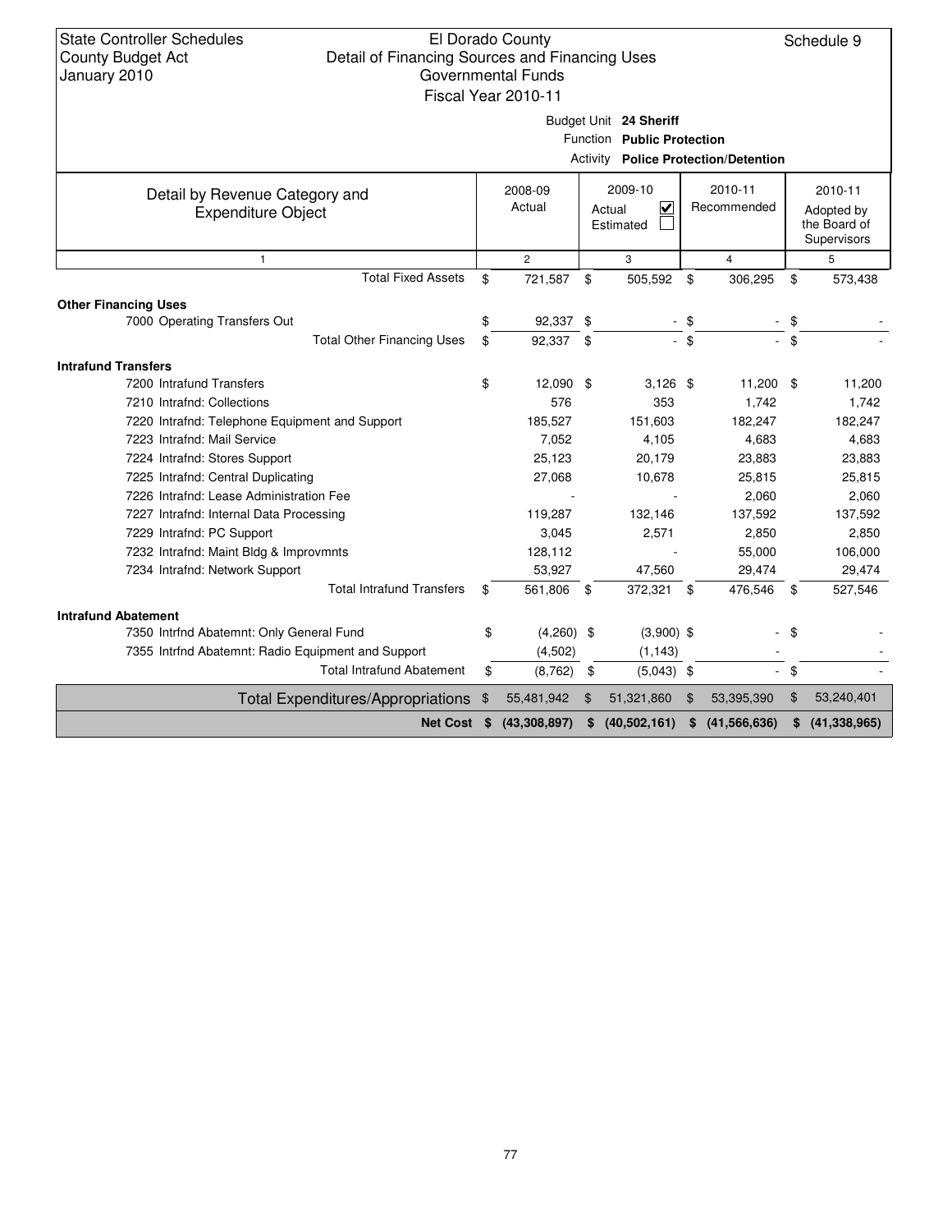State Controller Schedules
County Budget Act
January 2010

El Dorado County
Detail of Financing Sources and Financing Uses
Governmental Funds
Fiscal Year 2010-11

Schedule 9

Budget Unit **24 Sheriff**
Function **Public Protection**
Activity **Police Protection/Detention**

| Detail by Revenue Category and Expenditure Object | 2008-09 Actual | 2009-10 Actual ☑ Estimated ☐ | 2010-11 Recommended | 2010-11 Adopted by the Board of Supervisors |
|---|---|---|---|---|
| 1 | 2 | 3 | 4 | 5 |
| Total Fixed Assets | $ 721,587 | $ 505,592 | $ 306,295 | $ 573,438 |
| **Other Financing Uses** | | | | |
| 7000 Operating Transfers Out | $ 92,337 | $ - | $ - | $ - |
| Total Other Financing Uses | $ 92,337 | $ - | $ - | $ - |
| **Intrafund Transfers** | | | | |
| 7200 Intrafund Transfers | $ 12,090 | $ 3,126 | $ 11,200 | $ 11,200 |
| 7210 Intrafnd: Collections | 576 | 353 | 1,742 | 1,742 |
| 7220 Intrafnd: Telephone Equipment and Support | 185,527 | 151,603 | 182,247 | 182,247 |
| 7223 Intrafnd: Mail Service | 7,052 | 4,105 | 4,683 | 4,683 |
| 7224 Intrafnd: Stores Support | 25,123 | 20,179 | 23,883 | 23,883 |
| 7225 Intrafnd: Central Duplicating | 27,068 | 10,678 | 25,815 | 25,815 |
| 7226 Intrafnd: Lease Administration Fee | - | - | 2,060 | 2,060 |
| 7227 Intrafnd: Internal Data Processing | 119,287 | 132,146 | 137,592 | 137,592 |
| 7229 Intrafnd: PC Support | 3,045 | 2,571 | 2,850 | 2,850 |
| 7232 Intrafnd: Maint Bldg & Improvmnts | 128,112 | - | 55,000 | 106,000 |
| 7234 Intrafnd: Network Support | 53,927 | 47,560 | 29,474 | 29,474 |
| Total Intrafund Transfers | $ 561,806 | $ 372,321 | $ 476,546 | $ 527,546 |
| **Intrafund Abatement** | | | | |
| 7350 Intrfnd Abatemnt: Only General Fund | $ (4,260) | $ (3,900) | $ - | $ - |
| 7355 Intrfnd Abatemnt: Radio Equipment and Support | (4,502) | (1,143) | - | - |
| Total Intrafund Abatement | $ (8,762) | $ (5,043) | $ - | $ - |
| Total Expenditures/Appropriations | $ 55,481,942 | $ 51,321,860 | $ 53,395,390 | $ 53,240,401 |
| **Net Cost** | **$ (43,308,897)** | **$ (40,502,161)** | **$ (41,566,636)** | **$ (41,338,965)** |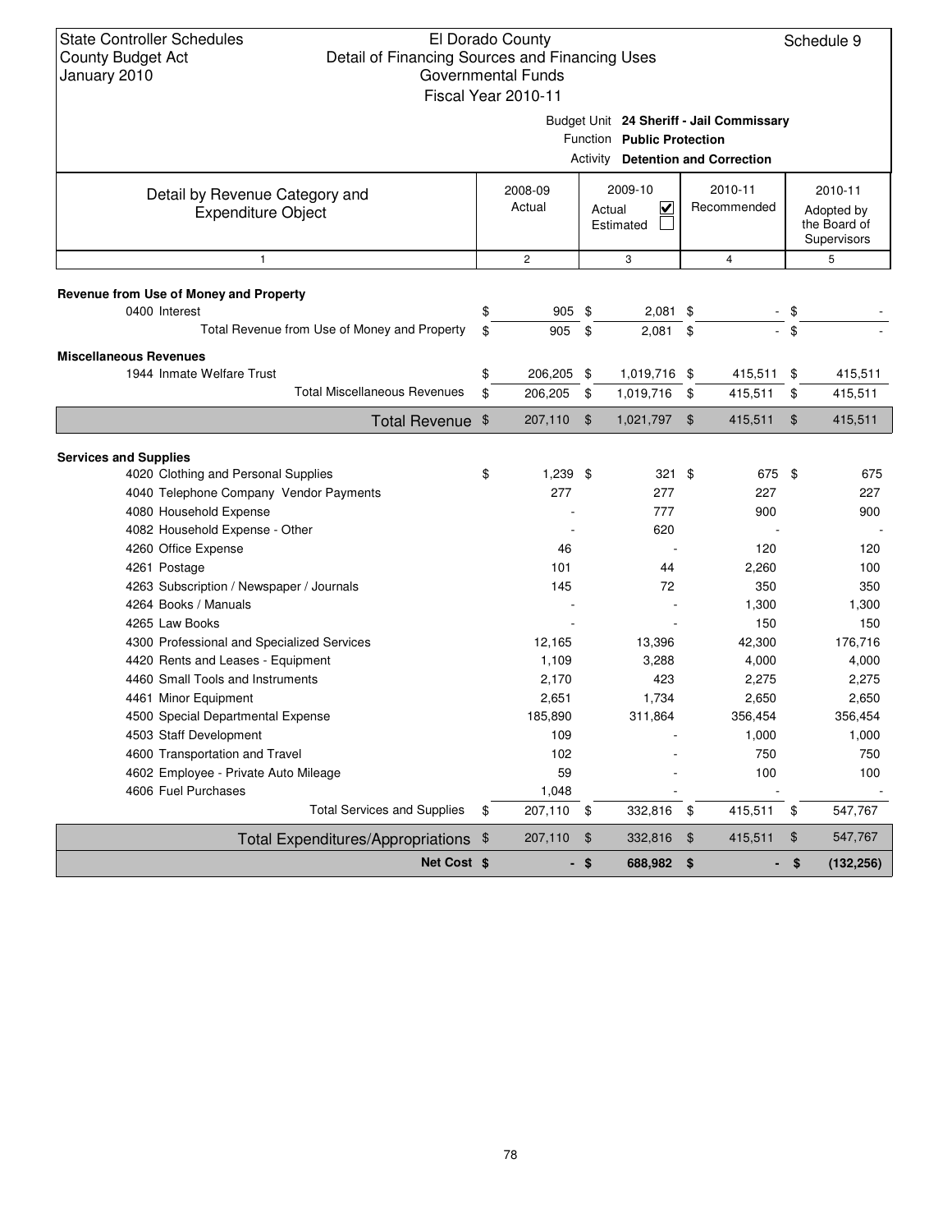State Controller Schedules
County Budget Act
January 2010

El Dorado County
Detail of Financing Sources and Financing Uses
Governmental Funds
Fiscal Year 2010-11

Schedule 9

Budget Unit **24 Sheriff - Jail Commissary**
Function **Public Protection**
Activity **Detention and Correction**

| Detail by Revenue Category and Expenditure Object | 2008-09 Actual | 2009-10 Actual ☑ Estimated ☐ | 2010-11 Recommended | 2010-11 Adopted by the Board of Supervisors |
|---|---|---|---|---|
| 1 | 2 | 3 | 4 | 5 |
| **Revenue from Use of Money and Property** | | | | |
| 0400 Interest | $ 905 | $ 2,081 | $ - | $ - |
| Total Revenue from Use of Money and Property | $ 905 | $ 2,081 | $ - | $ - |
| **Miscellaneous Revenues** | | | | |
| 1944 Inmate Welfare Trust | $ 206,205 | $ 1,019,716 | $ 415,511 | $ 415,511 |
| Total Miscellaneous Revenues | $ 206,205 | $ 1,019,716 | $ 415,511 | $ 415,511 |
| **Total Revenue** | $ 207,110 | $ 1,021,797 | $ 415,511 | $ 415,511 |
| **Services and Supplies** | | | | |
| 4020 Clothing and Personal Supplies | $ 1,239 | $ 321 | $ 675 | $ 675 |
| 4040 Telephone Company Vendor Payments | 277 | 277 | 227 | 227 |
| 4080 Household Expense | - | 777 | 900 | 900 |
| 4082 Household Expense - Other | - | 620 | - | - |
| 4260 Office Expense | 46 | - | 120 | 120 |
| 4261 Postage | 101 | 44 | 2,260 | 100 |
| 4263 Subscription / Newspaper / Journals | 145 | 72 | 350 | 350 |
| 4264 Books / Manuals | - | - | 1,300 | 1,300 |
| 4265 Law Books | - | - | 150 | 150 |
| 4300 Professional and Specialized Services | 12,165 | 13,396 | 42,300 | 176,716 |
| 4420 Rents and Leases - Equipment | 1,109 | 3,288 | 4,000 | 4,000 |
| 4460 Small Tools and Instruments | 2,170 | 423 | 2,275 | 2,275 |
| 4461 Minor Equipment | 2,651 | 1,734 | 2,650 | 2,650 |
| 4500 Special Departmental Expense | 185,890 | 311,864 | 356,454 | 356,454 |
| 4503 Staff Development | 109 | - | 1,000 | 1,000 |
| 4600 Transportation and Travel | 102 | - | 750 | 750 |
| 4602 Employee - Private Auto Mileage | 59 | - | 100 | 100 |
| 4606 Fuel Purchases | 1,048 | - | - | - |
| Total Services and Supplies | $ 207,110 | $ 332,816 | $ 415,511 | $ 547,767 |
| **Total Expenditures/Appropriations** | $ 207,110 | $ 332,816 | $ 415,511 | $ 547,767 |
| **Net Cost** | $ - | $ 688,982 | $ - | $ (132,256) |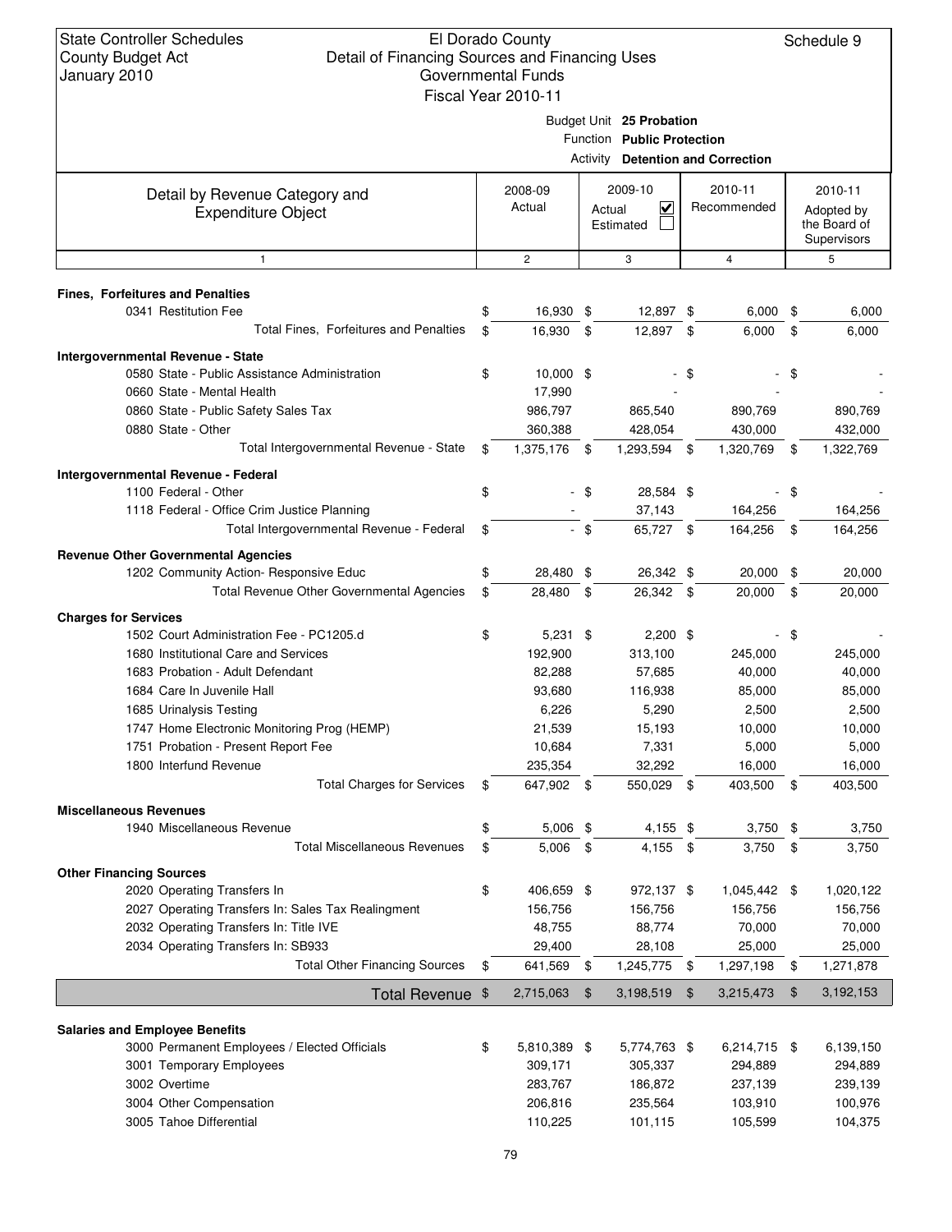State Controller Schedules
County Budget Act
January 2010

El Dorado County
Detail of Financing Sources and Financing Uses
Governmental Funds
Fiscal Year 2010-11

Schedule 9

Budget Unit **25 Probation**
Function **Public Protection**
Activity **Detention and Correction**

| Detail by Revenue Category and Expenditure Object | 2008-09 Actual | 2009-10 Actual ☑ Estimated ☐ | 2010-11 Recommended | 2010-11 Adopted by the Board of Supervisors |
|---|---|---|---|---|
| 1 | 2 | 3 | 4 | 5 |
| **Fines, Forfeitures and Penalties** | | | | |
| 0341 Restitution Fee | $ 16,930 | $ 12,897 | $ 6,000 | $ 6,000 |
| Total Fines, Forfeitures and Penalties | $ 16,930 | $ 12,897 | $ 6,000 | $ 6,000 |
| **Intergovernmental Revenue - State** | | | | |
| 0580 State - Public Assistance Administration | $ 10,000 | $ - | $ - | $ - |
| 0660 State - Mental Health | 17,990 | - | - | - |
| 0860 State - Public Safety Sales Tax | 986,797 | 865,540 | 890,769 | 890,769 |
| 0880 State - Other | 360,388 | 428,054 | 430,000 | 432,000 |
| Total Intergovernmental Revenue - State | $ 1,375,176 | $ 1,293,594 | $ 1,320,769 | $ 1,322,769 |
| **Intergovernmental Revenue - Federal** | | | | |
| 1100 Federal - Other | $ - | $ 28,584 | $ - | $ - |
| 1118 Federal - Office Crim Justice Planning | - | 37,143 | 164,256 | 164,256 |
| Total Intergovernmental Revenue - Federal | $ - | $ 65,727 | $ 164,256 | $ 164,256 |
| **Revenue Other Governmental Agencies** | | | | |
| 1202 Community Action- Responsive Educ | $ 28,480 | $ 26,342 | $ 20,000 | $ 20,000 |
| Total Revenue Other Governmental Agencies | $ 28,480 | $ 26,342 | $ 20,000 | $ 20,000 |
| **Charges for Services** | | | | |
| 1502 Court Administration Fee - PC1205.d | $ 5,231 | $ 2,200 | $ - | $ - |
| 1680 Institutional Care and Services | 192,900 | 313,100 | 245,000 | 245,000 |
| 1683 Probation - Adult Defendant | 82,288 | 57,685 | 40,000 | 40,000 |
| 1684 Care In Juvenile Hall | 93,680 | 116,938 | 85,000 | 85,000 |
| 1685 Urinalysis Testing | 6,226 | 5,290 | 2,500 | 2,500 |
| 1747 Home Electronic Monitoring Prog (HEMP) | 21,539 | 15,193 | 10,000 | 10,000 |
| 1751 Probation - Present Report Fee | 10,684 | 7,331 | 5,000 | 5,000 |
| 1800 Interfund Revenue | 235,354 | 32,292 | 16,000 | 16,000 |
| Total Charges for Services | $ 647,902 | $ 550,029 | $ 403,500 | $ 403,500 |
| **Miscellaneous Revenues** | | | | |
| 1940 Miscellaneous Revenue | $ 5,006 | $ 4,155 | $ 3,750 | $ 3,750 |
| Total Miscellaneous Revenues | $ 5,006 | $ 4,155 | $ 3,750 | $ 3,750 |
| **Other Financing Sources** | | | | |
| 2020 Operating Transfers In | $ 406,659 | $ 972,137 | $ 1,045,442 | $ 1,020,122 |
| 2027 Operating Transfers In: Sales Tax Realingment | 156,756 | 156,756 | 156,756 | 156,756 |
| 2032 Operating Transfers In: Title IVE | 48,755 | 88,774 | 70,000 | 70,000 |
| 2034 Operating Transfers In: SB933 | 29,400 | 28,108 | 25,000 | 25,000 |
| Total Other Financing Sources | $ 641,569 | $ 1,245,775 | $ 1,297,198 | $ 1,271,878 |
| **Total Revenue** | $ 2,715,063 | $ 3,198,519 | $ 3,215,473 | $ 3,192,153 |
| **Salaries and Employee Benefits** | | | | |
| 3000 Permanent Employees / Elected Officials | $ 5,810,389 | $ 5,774,763 | $ 6,214,715 | $ 6,139,150 |
| 3001 Temporary Employees | 309,171 | 305,337 | 294,889 | 294,889 |
| 3002 Overtime | 283,767 | 186,872 | 237,139 | 239,139 |
| 3004 Other Compensation | 206,816 | 235,564 | 103,910 | 100,976 |
| 3005 Tahoe Differential | 110,225 | 101,115 | 105,599 | 104,375 |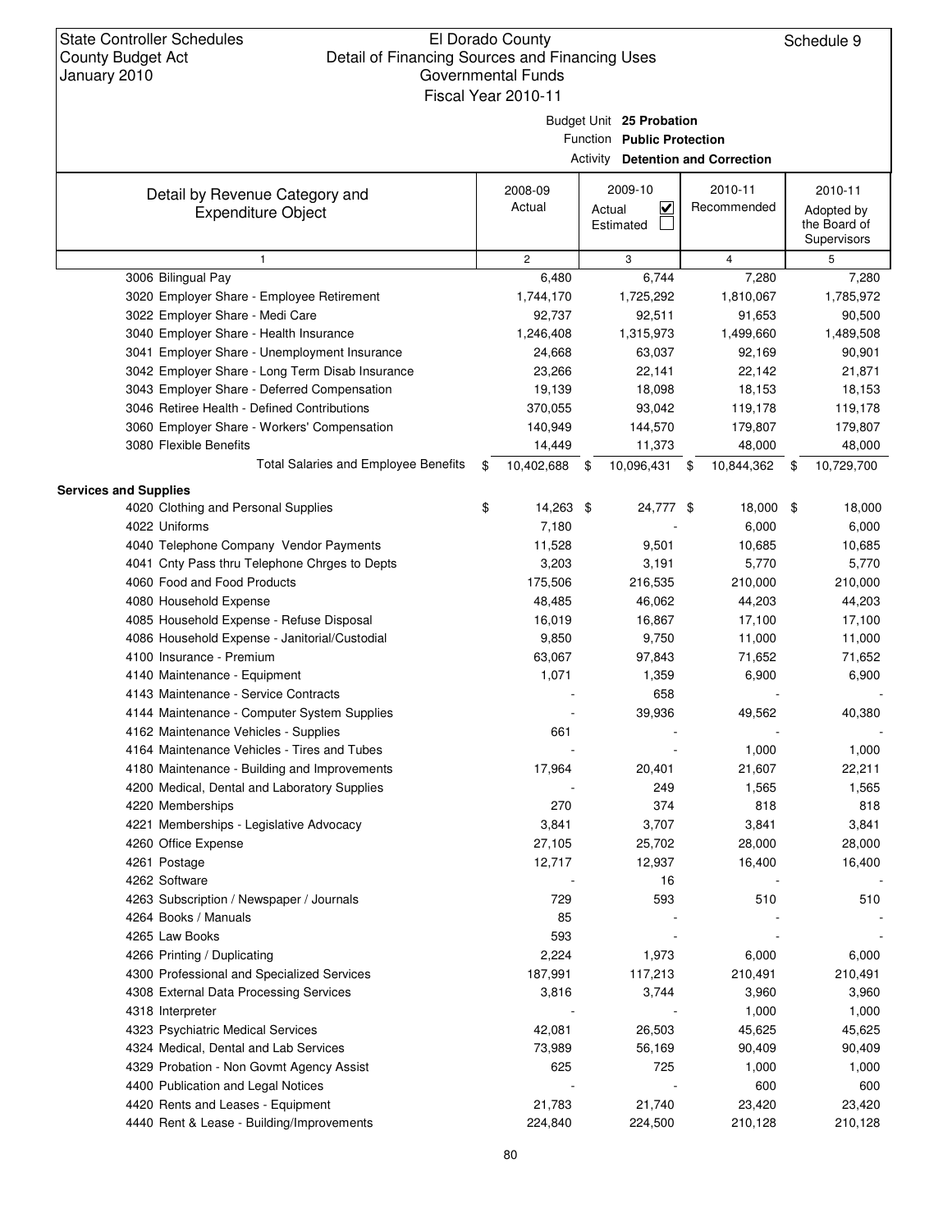State Controller Schedules
County Budget Act
January 2010

El Dorado County
Detail of Financing Sources and Financing Uses
Governmental Funds
Fiscal Year 2010-11

Schedule 9

Budget Unit **25 Probation**
Function **Public Protection**
Activity **Detention and Correction**

| Detail by Revenue Category and Expenditure Object | 2008-09 Actual | 2009-10 Actual ☑ Estimated ☐ | 2010-11 Recommended | 2010-11 Adopted by the Board of Supervisors |
|---|---|---|---|---|
| 1 | 2 | 3 | 4 | 5 |
| 3006 Bilingual Pay | 6,480 | 6,744 | 7,280 | 7,280 |
| 3020 Employer Share - Employee Retirement | 1,744,170 | 1,725,292 | 1,810,067 | 1,785,972 |
| 3022 Employer Share - Medi Care | 92,737 | 92,511 | 91,653 | 90,500 |
| 3040 Employer Share - Health Insurance | 1,246,408 | 1,315,973 | 1,499,660 | 1,489,508 |
| 3041 Employer Share - Unemployment Insurance | 24,668 | 63,037 | 92,169 | 90,901 |
| 3042 Employer Share - Long Term Disab Insurance | 23,266 | 22,141 | 22,142 | 21,871 |
| 3043 Employer Share - Deferred Compensation | 19,139 | 18,098 | 18,153 | 18,153 |
| 3046 Retiree Health - Defined Contributions | 370,055 | 93,042 | 119,178 | 119,178 |
| 3060 Employer Share - Workers' Compensation | 140,949 | 144,570 | 179,807 | 179,807 |
| 3080 Flexible Benefits | 14,449 | 11,373 | 48,000 | 48,000 |
| Total Salaries and Employee Benefits | $ 10,402,688 | $ 10,096,431 | $ 10,844,362 | $ 10,729,700 |
| **Services and Supplies** | | | | |
| 4020 Clothing and Personal Supplies | $ 14,263 | $ 24,777 | $ 18,000 | $ 18,000 |
| 4022 Uniforms | 7,180 | - | 6,000 | 6,000 |
| 4040 Telephone Company Vendor Payments | 11,528 | 9,501 | 10,685 | 10,685 |
| 4041 Cnty Pass thru Telephone Chrges to Depts | 3,203 | 3,191 | 5,770 | 5,770 |
| 4060 Food and Food Products | 175,506 | 216,535 | 210,000 | 210,000 |
| 4080 Household Expense | 48,485 | 46,062 | 44,203 | 44,203 |
| 4085 Household Expense - Refuse Disposal | 16,019 | 16,867 | 17,100 | 17,100 |
| 4086 Household Expense - Janitorial/Custodial | 9,850 | 9,750 | 11,000 | 11,000 |
| 4100 Insurance - Premium | 63,067 | 97,843 | 71,652 | 71,652 |
| 4140 Maintenance - Equipment | 1,071 | 1,359 | 6,900 | 6,900 |
| 4143 Maintenance - Service Contracts | - | 658 | - | - |
| 4144 Maintenance - Computer System Supplies | - | 39,936 | 49,562 | 40,380 |
| 4162 Maintenance Vehicles - Supplies | 661 | - | - | - |
| 4164 Maintenance Vehicles - Tires and Tubes | - | - | 1,000 | 1,000 |
| 4180 Maintenance - Building and Improvements | 17,964 | 20,401 | 21,607 | 22,211 |
| 4200 Medical, Dental and Laboratory Supplies | - | 249 | 1,565 | 1,565 |
| 4220 Memberships | 270 | 374 | 818 | 818 |
| 4221 Memberships - Legislative Advocacy | 3,841 | 3,707 | 3,841 | 3,841 |
| 4260 Office Expense | 27,105 | 25,702 | 28,000 | 28,000 |
| 4261 Postage | 12,717 | 12,937 | 16,400 | 16,400 |
| 4262 Software | - | 16 | - | - |
| 4263 Subscription / Newspaper / Journals | 729 | 593 | 510 | 510 |
| 4264 Books / Manuals | 85 | - | - | - |
| 4265 Law Books | 593 | - | - | - |
| 4266 Printing / Duplicating | 2,224 | 1,973 | 6,000 | 6,000 |
| 4300 Professional and Specialized Services | 187,991 | 117,213 | 210,491 | 210,491 |
| 4308 External Data Processing Services | 3,816 | 3,744 | 3,960 | 3,960 |
| 4318 Interpreter | - | - | 1,000 | 1,000 |
| 4323 Psychiatric Medical Services | 42,081 | 26,503 | 45,625 | 45,625 |
| 4324 Medical, Dental and Lab Services | 73,989 | 56,169 | 90,409 | 90,409 |
| 4329 Probation - Non Govmt Agency Assist | 625 | 725 | 1,000 | 1,000 |
| 4400 Publication and Legal Notices | - | - | 600 | 600 |
| 4420 Rents and Leases - Equipment | 21,783 | 21,740 | 23,420 | 23,420 |
| 4440 Rent & Lease - Building/Improvements | 224,840 | 224,500 | 210,128 | 210,128 |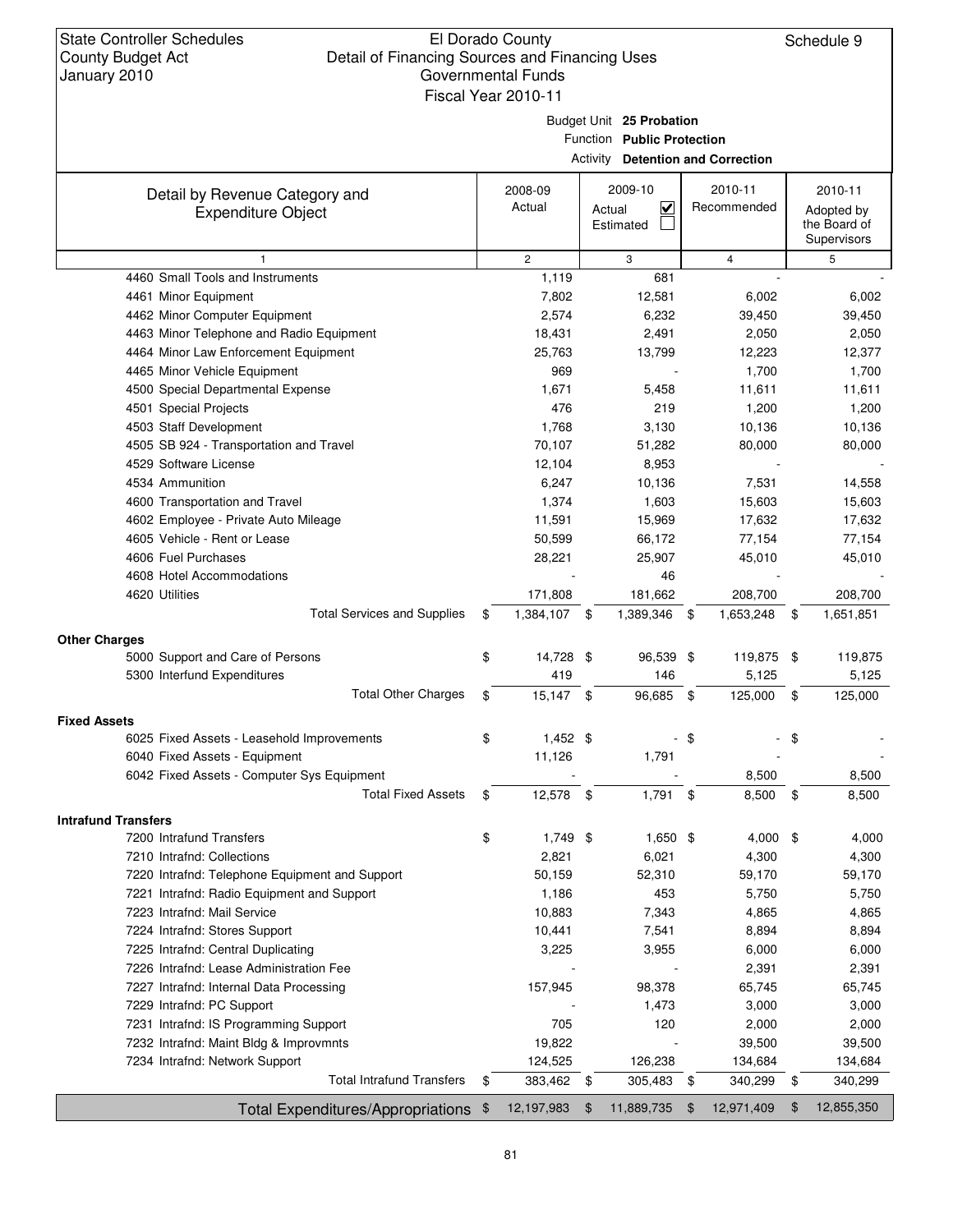State Controller Schedules
County Budget Act
January 2010

El Dorado County
Detail of Financing Sources and Financing Uses
Governmental Funds
Fiscal Year 2010-11

Schedule 9

Budget Unit **25 Probation**
Function **Public Protection**
Activity **Detention and Correction**

| Detail by Revenue Category and Expenditure Object | 2008-09 Actual | 2009-10 Actual ☑ Estimated ☐ | 2010-11 Recommended | 2010-11 Adopted by the Board of Supervisors |
|---|---|---|---|---|
| 1 | 2 | 3 | 4 | 5 |
| 4460 Small Tools and Instruments | 1,119 | 681 | - | - |
| 4461 Minor Equipment | 7,802 | 12,581 | 6,002 | 6,002 |
| 4462 Minor Computer Equipment | 2,574 | 6,232 | 39,450 | 39,450 |
| 4463 Minor Telephone and Radio Equipment | 18,431 | 2,491 | 2,050 | 2,050 |
| 4464 Minor Law Enforcement Equipment | 25,763 | 13,799 | 12,223 | 12,377 |
| 4465 Minor Vehicle Equipment | 969 | - | 1,700 | 1,700 |
| 4500 Special Departmental Expense | 1,671 | 5,458 | 11,611 | 11,611 |
| 4501 Special Projects | 476 | 219 | 1,200 | 1,200 |
| 4503 Staff Development | 1,768 | 3,130 | 10,136 | 10,136 |
| 4505 SB 924 - Transportation and Travel | 70,107 | 51,282 | 80,000 | 80,000 |
| 4529 Software License | 12,104 | 8,953 | - | - |
| 4534 Ammunition | 6,247 | 10,136 | 7,531 | 14,558 |
| 4600 Transportation and Travel | 1,374 | 1,603 | 15,603 | 15,603 |
| 4602 Employee - Private Auto Mileage | 11,591 | 15,969 | 17,632 | 17,632 |
| 4605 Vehicle - Rent or Lease | 50,599 | 66,172 | 77,154 | 77,154 |
| 4606 Fuel Purchases | 28,221 | 25,907 | 45,010 | 45,010 |
| 4608 Hotel Accommodations | - | 46 | - | - |
| 4620 Utilities | 171,808 | 181,662 | 208,700 | 208,700 |
| Total Services and Supplies | $ 1,384,107 | $ 1,389,346 | $ 1,653,248 | $ 1,651,851 |
| **Other Charges** | | | | |
| 5000 Support and Care of Persons | $ 14,728 | $ 96,539 | $ 119,875 | $ 119,875 |
| 5300 Interfund Expenditures | 419 | 146 | 5,125 | 5,125 |
| Total Other Charges | $ 15,147 | $ 96,685 | $ 125,000 | $ 125,000 |
| **Fixed Assets** | | | | |
| 6025 Fixed Assets - Leasehold Improvements | $ 1,452 | $ - | $ - | $ - |
| 6040 Fixed Assets - Equipment | 11,126 | 1,791 | - | - |
| 6042 Fixed Assets - Computer Sys Equipment | - | - | 8,500 | 8,500 |
| Total Fixed Assets | $ 12,578 | $ 1,791 | $ 8,500 | $ 8,500 |
| **Intrafund Transfers** | | | | |
| 7200 Intrafund Transfers | $ 1,749 | $ 1,650 | $ 4,000 | $ 4,000 |
| 7210 Intrafnd: Collections | 2,821 | 6,021 | 4,300 | 4,300 |
| 7220 Intrafnd: Telephone Equipment and Support | 50,159 | 52,310 | 59,170 | 59,170 |
| 7221 Intrafnd: Radio Equipment and Support | 1,186 | 453 | 5,750 | 5,750 |
| 7223 Intrafnd: Mail Service | 10,883 | 7,343 | 4,865 | 4,865 |
| 7224 Intrafnd: Stores Support | 10,441 | 7,541 | 8,894 | 8,894 |
| 7225 Intrafnd: Central Duplicating | 3,225 | 3,955 | 6,000 | 6,000 |
| 7226 Intrafnd: Lease Administration Fee | - | - | 2,391 | 2,391 |
| 7227 Intrafnd: Internal Data Processing | 157,945 | 98,378 | 65,745 | 65,745 |
| 7229 Intrafnd: PC Support | - | 1,473 | 3,000 | 3,000 |
| 7231 Intrafnd: IS Programming Support | 705 | 120 | 2,000 | 2,000 |
| 7232 Intrafnd: Maint Bldg & Improvmnts | 19,822 | - | 39,500 | 39,500 |
| 7234 Intrafnd: Network Support | 124,525 | 126,238 | 134,684 | 134,684 |
| Total Intrafund Transfers | $ 383,462 | $ 305,483 | $ 340,299 | $ 340,299 |
| **Total Expenditures/Appropriations** | $ 12,197,983 | $ 11,889,735 | $ 12,971,409 | $ 12,855,350 |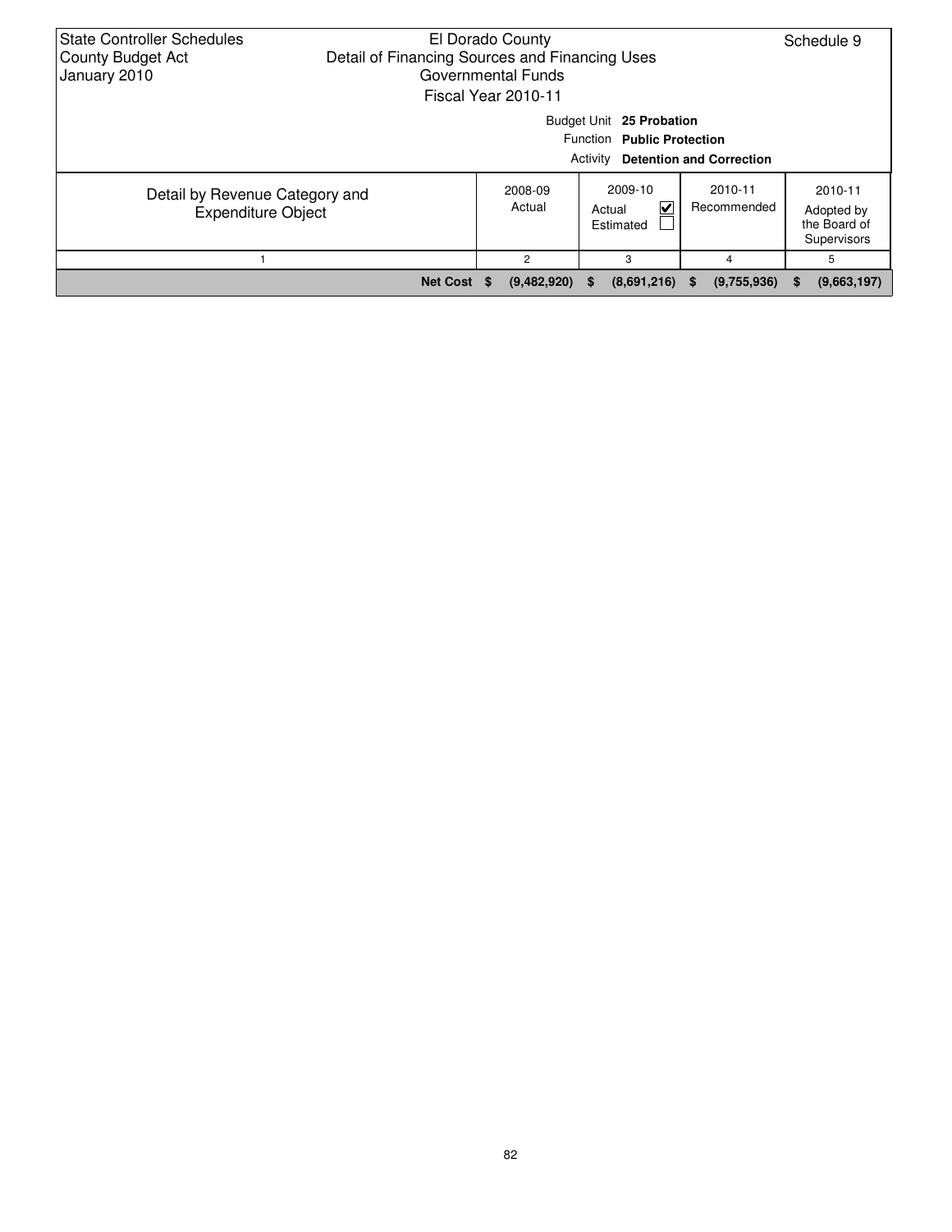State Controller Schedules
County Budget Act
January 2010

El Dorado County
Detail of Financing Sources and Financing Uses
Governmental Funds
Fiscal Year 2010-11

Schedule 9

Budget Unit **25 Probation**
Function **Public Protection**
Activity **Detention and Correction**

| Detail by Revenue Category and Expenditure Object | 2008-09 Actual | 2009-10 Actual ☑ Estimated ☐ | 2010-11 Recommended | 2010-11 Adopted by the Board of Supervisors |
|---|---|---|---|---|
| 1 | 2 | 3 | 4 | 5 |
| **Net Cost** | **$ (9,482,920)** | **$ (8,691,216)** | **$ (9,755,936)** | **$ (9,663,197)** |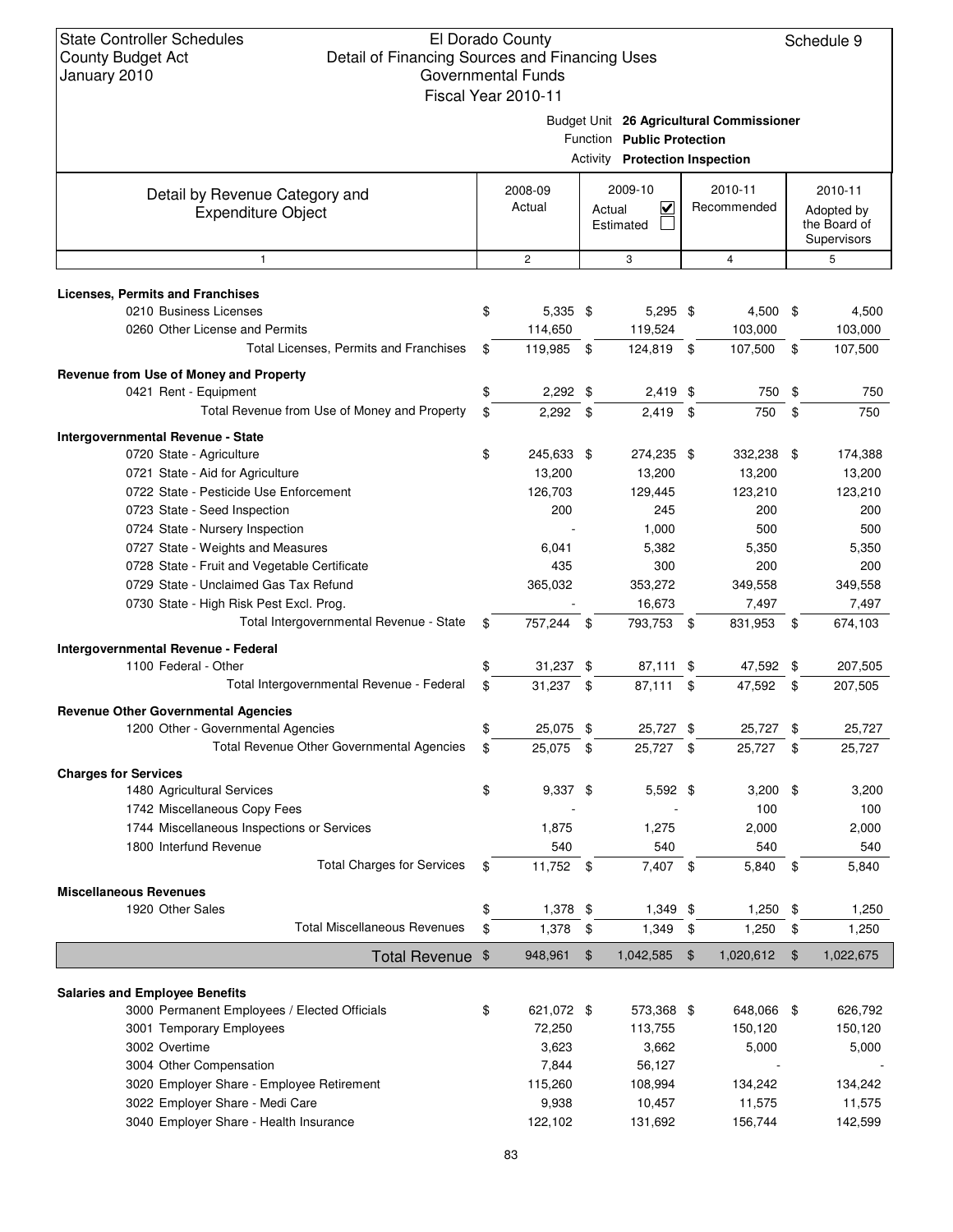State Controller Schedules
County Budget Act
January 2010

El Dorado County
Detail of Financing Sources and Financing Uses
Governmental Funds
Fiscal Year 2010-11

Schedule 9

Budget Unit **26 Agricultural Commissioner**
Function **Public Protection**
Activity **Protection Inspection**

| Detail by Revenue Category and Expenditure Object | 2008-09 Actual | 2009-10 Actual ☑ Estimated ☐ | 2010-11 Recommended | 2010-11 Adopted by the Board of Supervisors |
|---|---|---|---|---|
| 1 | 2 | 3 | 4 | 5 |
| **Licenses, Permits and Franchises** | | | | |
| 0210 Business Licenses | $ 5,335 | $ 5,295 | $ 4,500 | $ 4,500 |
| 0260 Other License and Permits | 114,650 | 119,524 | 103,000 | 103,000 |
| Total Licenses, Permits and Franchises | $ 119,985 | $ 124,819 | $ 107,500 | $ 107,500 |
| **Revenue from Use of Money and Property** | | | | |
| 0421 Rent - Equipment | $ 2,292 | $ 2,419 | $ 750 | $ 750 |
| Total Revenue from Use of Money and Property | $ 2,292 | $ 2,419 | $ 750 | $ 750 |
| **Intergovernmental Revenue - State** | | | | |
| 0720 State - Agriculture | $ 245,633 | $ 274,235 | $ 332,238 | $ 174,388 |
| 0721 State - Aid for Agriculture | 13,200 | 13,200 | 13,200 | 13,200 |
| 0722 State - Pesticide Use Enforcement | 126,703 | 129,445 | 123,210 | 123,210 |
| 0723 State - Seed Inspection | 200 | 245 | 200 | 200 |
| 0724 State - Nursery Inspection | - | 1,000 | 500 | 500 |
| 0727 State - Weights and Measures | 6,041 | 5,382 | 5,350 | 5,350 |
| 0728 State - Fruit and Vegetable Certificate | 435 | 300 | 200 | 200 |
| 0729 State - Unclaimed Gas Tax Refund | 365,032 | 353,272 | 349,558 | 349,558 |
| 0730 State - High Risk Pest Excl. Prog. | - | 16,673 | 7,497 | 7,497 |
| Total Intergovernmental Revenue - State | $ 757,244 | $ 793,753 | $ 831,953 | $ 674,103 |
| **Intergovernmental Revenue - Federal** | | | | |
| 1100 Federal - Other | $ 31,237 | $ 87,111 | $ 47,592 | $ 207,505 |
| Total Intergovernmental Revenue - Federal | $ 31,237 | $ 87,111 | $ 47,592 | $ 207,505 |
| **Revenue Other Governmental Agencies** | | | | |
| 1200 Other - Governmental Agencies | $ 25,075 | $ 25,727 | $ 25,727 | $ 25,727 |
| Total Revenue Other Governmental Agencies | $ 25,075 | $ 25,727 | $ 25,727 | $ 25,727 |
| **Charges for Services** | | | | |
| 1480 Agricultural Services | $ 9,337 | $ 5,592 | $ 3,200 | $ 3,200 |
| 1742 Miscellaneous Copy Fees | - | - | 100 | 100 |
| 1744 Miscellaneous Inspections or Services | 1,875 | 1,275 | 2,000 | 2,000 |
| 1800 Interfund Revenue | 540 | 540 | 540 | 540 |
| Total Charges for Services | $ 11,752 | $ 7,407 | $ 5,840 | $ 5,840 |
| **Miscellaneous Revenues** | | | | |
| 1920 Other Sales | $ 1,378 | $ 1,349 | $ 1,250 | $ 1,250 |
| Total Miscellaneous Revenues | $ 1,378 | $ 1,349 | $ 1,250 | $ 1,250 |
| **Total Revenue** | $ 948,961 | $ 1,042,585 | $ 1,020,612 | $ 1,022,675 |
| **Salaries and Employee Benefits** | | | | |
| 3000 Permanent Employees / Elected Officials | $ 621,072 | $ 573,368 | $ 648,066 | $ 626,792 |
| 3001 Temporary Employees | 72,250 | 113,755 | 150,120 | 150,120 |
| 3002 Overtime | 3,623 | 3,662 | 5,000 | 5,000 |
| 3004 Other Compensation | 7,844 | 56,127 | - | - |
| 3020 Employer Share - Employee Retirement | 115,260 | 108,994 | 134,242 | 134,242 |
| 3022 Employer Share - Medi Care | 9,938 | 10,457 | 11,575 | 11,575 |
| 3040 Employer Share - Health Insurance | 122,102 | 131,692 | 156,744 | 142,599 |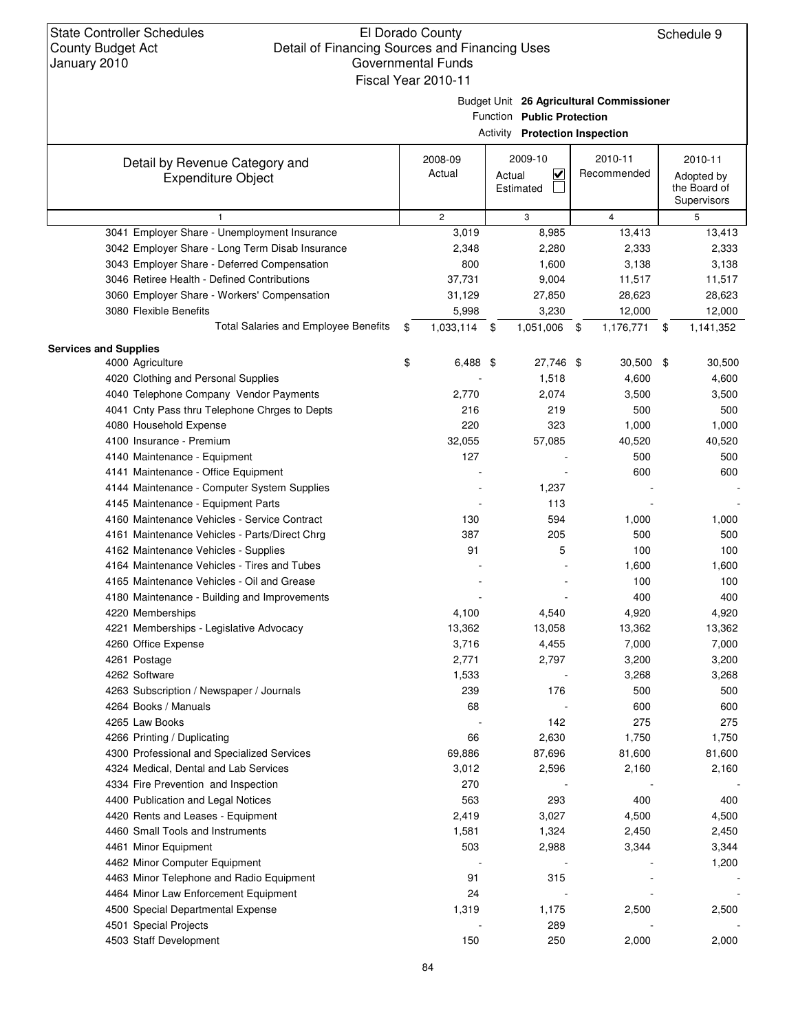State Controller Schedules
County Budget Act
January 2010

El Dorado County
Detail of Financing Sources and Financing Uses
Governmental Funds
Fiscal Year 2010-11

Schedule 9

Budget Unit **26 Agricultural Commissioner**
Function **Public Protection**
Activity **Protection Inspection**

| Detail by Revenue Category and Expenditure Object | 2008-09 Actual | 2009-10 Actual ☑ Estimated ☐ | 2010-11 Recommended | 2010-11 Adopted by the Board of Supervisors |
|---|---|---|---|---|
| 1 | 2 | 3 | 4 | 5 |
| 3041 Employer Share - Unemployment Insurance | 3,019 | 8,985 | 13,413 | 13,413 |
| 3042 Employer Share - Long Term Disab Insurance | 2,348 | 2,280 | 2,333 | 2,333 |
| 3043 Employer Share - Deferred Compensation | 800 | 1,600 | 3,138 | 3,138 |
| 3046 Retiree Health - Defined Contributions | 37,731 | 9,004 | 11,517 | 11,517 |
| 3060 Employer Share - Workers' Compensation | 31,129 | 27,850 | 28,623 | 28,623 |
| 3080 Flexible Benefits | 5,998 | 3,230 | 12,000 | 12,000 |
| Total Salaries and Employee Benefits | $ 1,033,114 | $ 1,051,006 | $ 1,176,771 | $ 1,141,352 |
| **Services and Supplies** | | | | |
| 4000 Agriculture | $ 6,488 | $ 27,746 | $ 30,500 | $ 30,500 |
| 4020 Clothing and Personal Supplies | - | 1,518 | 4,600 | 4,600 |
| 4040 Telephone Company Vendor Payments | 2,770 | 2,074 | 3,500 | 3,500 |
| 4041 Cnty Pass thru Telephone Chrges to Depts | 216 | 219 | 500 | 500 |
| 4080 Household Expense | 220 | 323 | 1,000 | 1,000 |
| 4100 Insurance - Premium | 32,055 | 57,085 | 40,520 | 40,520 |
| 4140 Maintenance - Equipment | 127 | - | 500 | 500 |
| 4141 Maintenance - Office Equipment | - | - | 600 | 600 |
| 4144 Maintenance - Computer System Supplies | - | 1,237 | - | - |
| 4145 Maintenance - Equipment Parts | - | 113 | - | - |
| 4160 Maintenance Vehicles - Service Contract | 130 | 594 | 1,000 | 1,000 |
| 4161 Maintenance Vehicles - Parts/Direct Chrg | 387 | 205 | 500 | 500 |
| 4162 Maintenance Vehicles - Supplies | 91 | 5 | 100 | 100 |
| 4164 Maintenance Vehicles - Tires and Tubes | - | - | 1,600 | 1,600 |
| 4165 Maintenance Vehicles - Oil and Grease | - | - | 100 | 100 |
| 4180 Maintenance - Building and Improvements | - | - | 400 | 400 |
| 4220 Memberships | 4,100 | 4,540 | 4,920 | 4,920 |
| 4221 Memberships - Legislative Advocacy | 13,362 | 13,058 | 13,362 | 13,362 |
| 4260 Office Expense | 3,716 | 4,455 | 7,000 | 7,000 |
| 4261 Postage | 2,771 | 2,797 | 3,200 | 3,200 |
| 4262 Software | 1,533 | - | 3,268 | 3,268 |
| 4263 Subscription / Newspaper / Journals | 239 | 176 | 500 | 500 |
| 4264 Books / Manuals | 68 | - | 600 | 600 |
| 4265 Law Books | - | 142 | 275 | 275 |
| 4266 Printing / Duplicating | 66 | 2,630 | 1,750 | 1,750 |
| 4300 Professional and Specialized Services | 69,886 | 87,696 | 81,600 | 81,600 |
| 4324 Medical, Dental and Lab Services | 3,012 | 2,596 | 2,160 | 2,160 |
| 4334 Fire Prevention and Inspection | 270 | - | - | - |
| 4400 Publication and Legal Notices | 563 | 293 | 400 | 400 |
| 4420 Rents and Leases - Equipment | 2,419 | 3,027 | 4,500 | 4,500 |
| 4460 Small Tools and Instruments | 1,581 | 1,324 | 2,450 | 2,450 |
| 4461 Minor Equipment | 503 | 2,988 | 3,344 | 3,344 |
| 4462 Minor Computer Equipment | - | - | - | 1,200 |
| 4463 Minor Telephone and Radio Equipment | 91 | 315 | - | - |
| 4464 Minor Law Enforcement Equipment | 24 | - | - | - |
| 4500 Special Departmental Expense | 1,319 | 1,175 | 2,500 | 2,500 |
| 4501 Special Projects | - | 289 | - | - |
| 4503 Staff Development | 150 | 250 | 2,000 | 2,000 |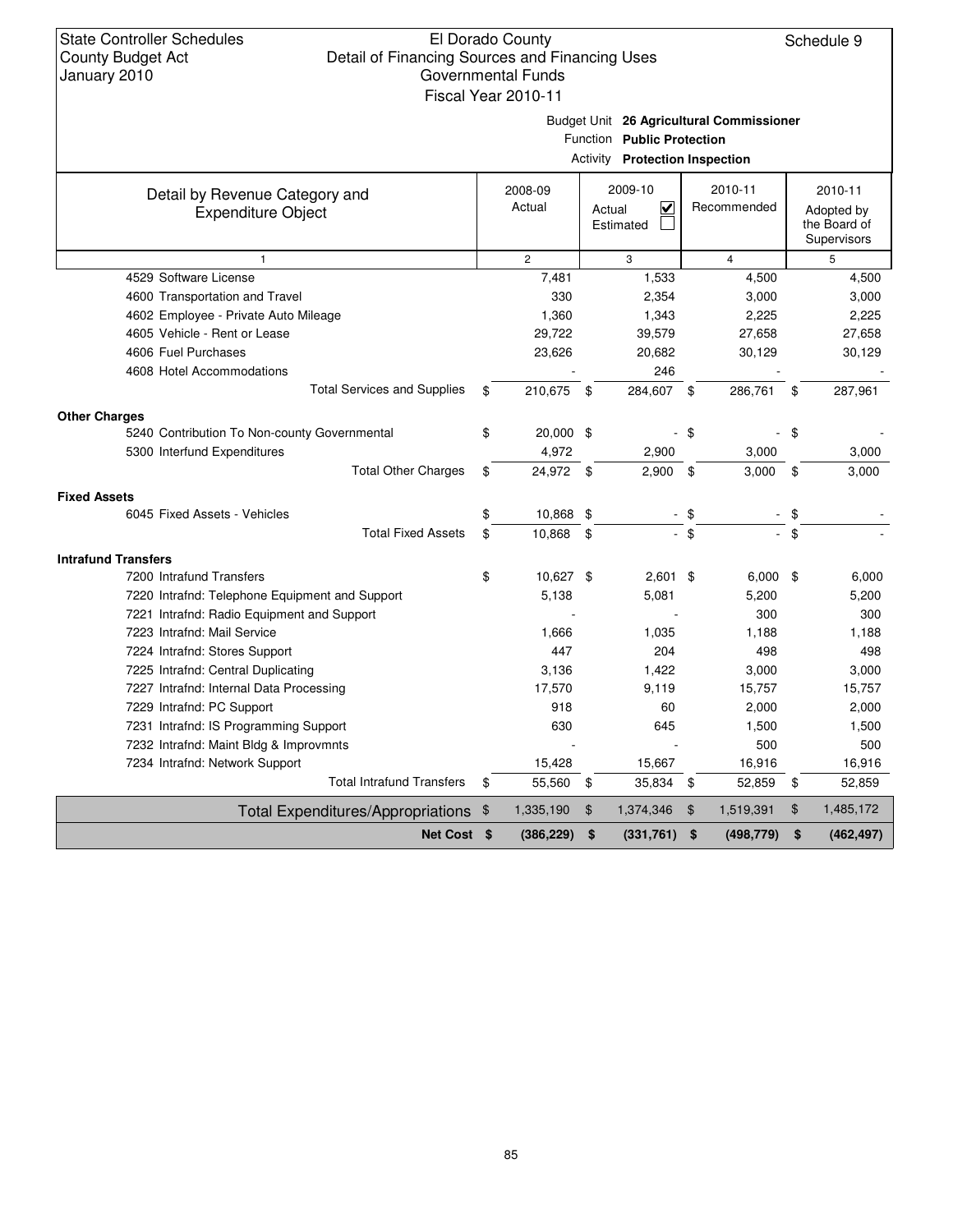State Controller Schedules
County Budget Act
January 2010

El Dorado County
Detail of Financing Sources and Financing Uses
Governmental Funds
Fiscal Year 2010-11

Schedule 9

Budget Unit **26 Agricultural Commissioner**
Function **Public Protection**
Activity **Protection Inspection**

| Detail by Revenue Category and Expenditure Object | 2008-09 Actual | 2009-10 Actual ☑ Estimated ☐ | 2010-11 Recommended | 2010-11 Adopted by the Board of Supervisors |
|---|---|---|---|---|
| 1 | 2 | 3 | 4 | 5 |
| 4529 Software License | 7,481 | 1,533 | 4,500 | 4,500 |
| 4600 Transportation and Travel | 330 | 2,354 | 3,000 | 3,000 |
| 4602 Employee - Private Auto Mileage | 1,360 | 1,343 | 2,225 | 2,225 |
| 4605 Vehicle - Rent or Lease | 29,722 | 39,579 | 27,658 | 27,658 |
| 4606 Fuel Purchases | 23,626 | 20,682 | 30,129 | 30,129 |
| 4608 Hotel Accommodations | - | 246 | - | - |
| Total Services and Supplies | $ 210,675 | $ 284,607 | $ 286,761 | $ 287,961 |
| **Other Charges** | | | | |
| 5240 Contribution To Non-county Governmental | $ 20,000 | $ - | $ - | $ - |
| 5300 Interfund Expenditures | 4,972 | 2,900 | 3,000 | 3,000 |
| Total Other Charges | $ 24,972 | $ 2,900 | $ 3,000 | $ 3,000 |
| **Fixed Assets** | | | | |
| 6045 Fixed Assets - Vehicles | $ 10,868 | $ - | $ - | $ - |
| Total Fixed Assets | $ 10,868 | $ - | $ - | $ - |
| **Intrafund Transfers** | | | | |
| 7200 Intrafund Transfers | $ 10,627 | $ 2,601 | $ 6,000 | $ 6,000 |
| 7220 Intrafnd: Telephone Equipment and Support | 5,138 | 5,081 | 5,200 | 5,200 |
| 7221 Intrafnd: Radio Equipment and Support | - | - | 300 | 300 |
| 7223 Intrafnd: Mail Service | 1,666 | 1,035 | 1,188 | 1,188 |
| 7224 Intrafnd: Stores Support | 447 | 204 | 498 | 498 |
| 7225 Intrafnd: Central Duplicating | 3,136 | 1,422 | 3,000 | 3,000 |
| 7227 Intrafnd: Internal Data Processing | 17,570 | 9,119 | 15,757 | 15,757 |
| 7229 Intrafnd: PC Support | 918 | 60 | 2,000 | 2,000 |
| 7231 Intrafnd: IS Programming Support | 630 | 645 | 1,500 | 1,500 |
| 7232 Intrafnd: Maint Bldg & Improvmnts | - | - | 500 | 500 |
| 7234 Intrafnd: Network Support | 15,428 | 15,667 | 16,916 | 16,916 |
| Total Intrafund Transfers | $ 55,560 | $ 35,834 | $ 52,859 | $ 52,859 |
| Total Expenditures/Appropriations | $ 1,335,190 | $ 1,374,346 | $ 1,519,391 | $ 1,485,172 |
| **Net Cost** | **$ (386,229)** | **$ (331,761)** | **$ (498,779)** | **$ (462,497)** |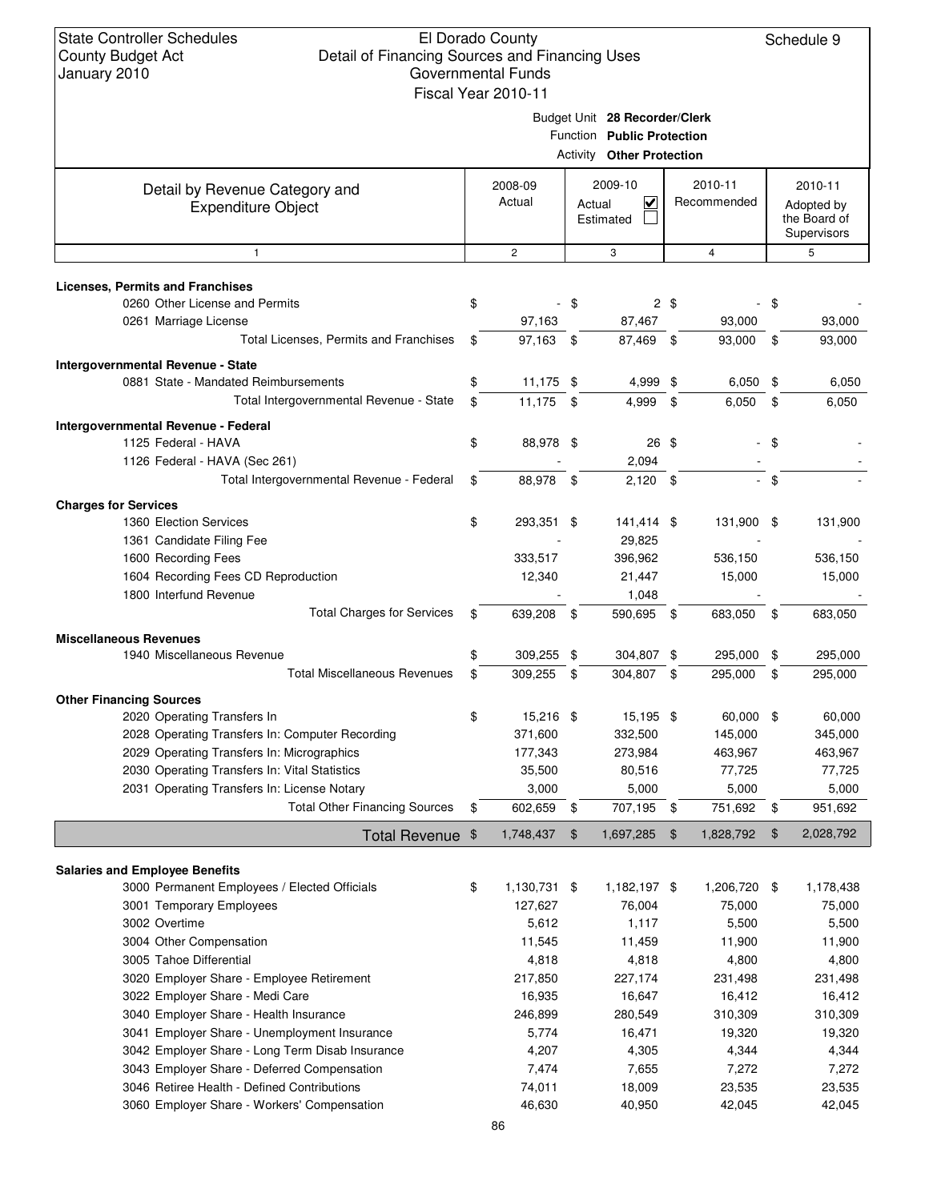State Controller Schedules
County Budget Act
January 2010

El Dorado County
Detail of Financing Sources and Financing Uses
Governmental Funds
Fiscal Year 2010-11

Schedule 9

Budget Unit **28 Recorder/Clerk**
Function **Public Protection**
Activity **Other Protection**

| Detail by Revenue Category and Expenditure Object | 2008-09 Actual | 2009-10 Actual ☑ Estimated ☐ | 2010-11 Recommended | 2010-11 Adopted by the Board of Supervisors |
|---|---|---|---|---|
| 1 | 2 | 3 | 4 | 5 |
| **Licenses, Permits and Franchises** | | | | |
| 0260 Other License and Permits | $ - | $ 2 | $ - | $ - |
| 0261 Marriage License | 97,163 | 87,467 | 93,000 | 93,000 |
| Total Licenses, Permits and Franchises | $ 97,163 | $ 87,469 | $ 93,000 | $ 93,000 |
| **Intergovernmental Revenue - State** | | | | |
| 0881 State - Mandated Reimbursements | $ 11,175 | $ 4,999 | $ 6,050 | $ 6,050 |
| Total Intergovernmental Revenue - State | $ 11,175 | $ 4,999 | $ 6,050 | $ 6,050 |
| **Intergovernmental Revenue - Federal** | | | | |
| 1125 Federal - HAVA | $ 88,978 | $ 26 | $ - | $ - |
| 1126 Federal - HAVA (Sec 261) | - | 2,094 | - | - |
| Total Intergovernmental Revenue - Federal | $ 88,978 | $ 2,120 | $ - | $ - |
| **Charges for Services** | | | | |
| 1360 Election Services | $ 293,351 | $ 141,414 | $ 131,900 | $ 131,900 |
| 1361 Candidate Filing Fee | - | 29,825 | - | - |
| 1600 Recording Fees | 333,517 | 396,962 | 536,150 | 536,150 |
| 1604 Recording Fees CD Reproduction | 12,340 | 21,447 | 15,000 | 15,000 |
| 1800 Interfund Revenue | - | 1,048 | - | - |
| Total Charges for Services | $ 639,208 | $ 590,695 | $ 683,050 | $ 683,050 |
| **Miscellaneous Revenues** | | | | |
| 1940 Miscellaneous Revenue | $ 309,255 | $ 304,807 | $ 295,000 | $ 295,000 |
| Total Miscellaneous Revenues | $ 309,255 | $ 304,807 | $ 295,000 | $ 295,000 |
| **Other Financing Sources** | | | | |
| 2020 Operating Transfers In | $ 15,216 | $ 15,195 | $ 60,000 | $ 60,000 |
| 2028 Operating Transfers In: Computer Recording | 371,600 | 332,500 | 145,000 | 345,000 |
| 2029 Operating Transfers In: Micrographics | 177,343 | 273,984 | 463,967 | 463,967 |
| 2030 Operating Transfers In: Vital Statistics | 35,500 | 80,516 | 77,725 | 77,725 |
| 2031 Operating Transfers In: License Notary | 3,000 | 5,000 | 5,000 | 5,000 |
| Total Other Financing Sources | $ 602,659 | $ 707,195 | $ 751,692 | $ 951,692 |
| **Total Revenue** | $ 1,748,437 | $ 1,697,285 | $ 1,828,792 | $ 2,028,792 |
| **Salaries and Employee Benefits** | | | | |
| 3000 Permanent Employees / Elected Officials | $ 1,130,731 | $ 1,182,197 | $ 1,206,720 | $ 1,178,438 |
| 3001 Temporary Employees | 127,627 | 76,004 | 75,000 | 75,000 |
| 3002 Overtime | 5,612 | 1,117 | 5,500 | 5,500 |
| 3004 Other Compensation | 11,545 | 11,459 | 11,900 | 11,900 |
| 3005 Tahoe Differential | 4,818 | 4,818 | 4,800 | 4,800 |
| 3020 Employer Share - Employee Retirement | 217,850 | 227,174 | 231,498 | 231,498 |
| 3022 Employer Share - Medi Care | 16,935 | 16,647 | 16,412 | 16,412 |
| 3040 Employer Share - Health Insurance | 246,899 | 280,549 | 310,309 | 310,309 |
| 3041 Employer Share - Unemployment Insurance | 5,774 | 16,471 | 19,320 | 19,320 |
| 3042 Employer Share - Long Term Disab Insurance | 4,207 | 4,305 | 4,344 | 4,344 |
| 3043 Employer Share - Deferred Compensation | 7,474 | 7,655 | 7,272 | 7,272 |
| 3046 Retiree Health - Defined Contributions | 74,011 | 18,009 | 23,535 | 23,535 |
| 3060 Employer Share - Workers' Compensation | 46,630 | 40,950 | 42,045 | 42,045 |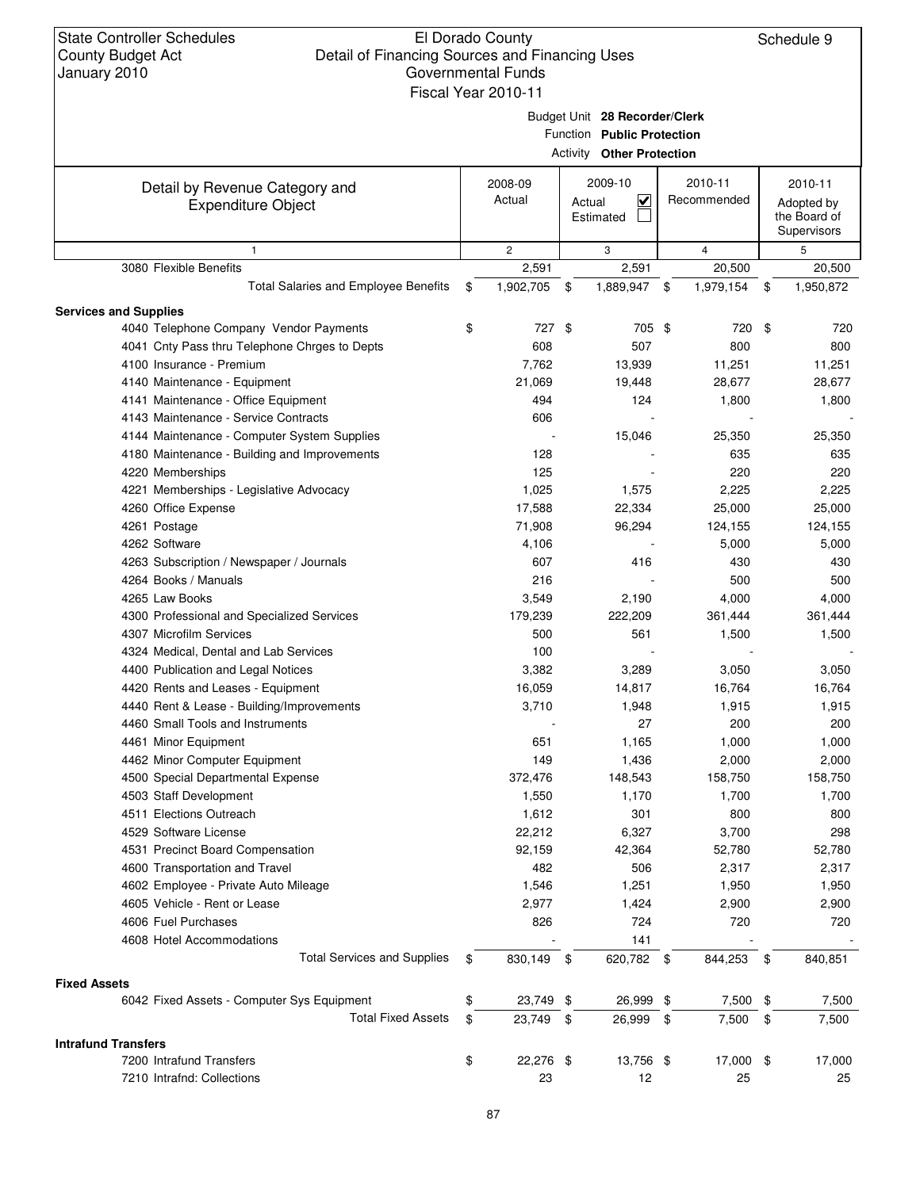State Controller Schedules
County Budget Act
January 2010

El Dorado County
Detail of Financing Sources and Financing Uses
Governmental Funds
Fiscal Year 2010-11

Schedule 9

Budget Unit **28 Recorder/Clerk**
Function **Public Protection**
Activity **Other Protection**

| Detail by Revenue Category and Expenditure Object | 2008-09 Actual | 2009-10 Actual ☑ Estimated ☐ | 2010-11 Recommended | 2010-11 Adopted by the Board of Supervisors |
|---|---|---|---|---|
| 1 | 2 | 3 | 4 | 5 |
| 3080 Flexible Benefits | 2,591 | 2,591 | 20,500 | 20,500 |
| Total Salaries and Employee Benefits | $ 1,902,705 | $ 1,889,947 | $ 1,979,154 | $ 1,950,872 |
| **Services and Supplies** | | | | |
| 4040 Telephone Company Vendor Payments | $ 727 | $ 705 | $ 720 | $ 720 |
| 4041 Cnty Pass thru Telephone Chrges to Depts | 608 | 507 | 800 | 800 |
| 4100 Insurance - Premium | 7,762 | 13,939 | 11,251 | 11,251 |
| 4140 Maintenance - Equipment | 21,069 | 19,448 | 28,677 | 28,677 |
| 4141 Maintenance - Office Equipment | 494 | 124 | 1,800 | 1,800 |
| 4143 Maintenance - Service Contracts | 606 | - | - | - |
| 4144 Maintenance - Computer System Supplies | - | 15,046 | 25,350 | 25,350 |
| 4180 Maintenance - Building and Improvements | 128 | - | 635 | 635 |
| 4220 Memberships | 125 | - | 220 | 220 |
| 4221 Memberships - Legislative Advocacy | 1,025 | 1,575 | 2,225 | 2,225 |
| 4260 Office Expense | 17,588 | 22,334 | 25,000 | 25,000 |
| 4261 Postage | 71,908 | 96,294 | 124,155 | 124,155 |
| 4262 Software | 4,106 | - | 5,000 | 5,000 |
| 4263 Subscription / Newspaper / Journals | 607 | 416 | 430 | 430 |
| 4264 Books / Manuals | 216 | - | 500 | 500 |
| 4265 Law Books | 3,549 | 2,190 | 4,000 | 4,000 |
| 4300 Professional and Specialized Services | 179,239 | 222,209 | 361,444 | 361,444 |
| 4307 Microfilm Services | 500 | 561 | 1,500 | 1,500 |
| 4324 Medical, Dental and Lab Services | 100 | - | - | - |
| 4400 Publication and Legal Notices | 3,382 | 3,289 | 3,050 | 3,050 |
| 4420 Rents and Leases - Equipment | 16,059 | 14,817 | 16,764 | 16,764 |
| 4440 Rent & Lease - Building/Improvements | 3,710 | 1,948 | 1,915 | 1,915 |
| 4460 Small Tools and Instruments | - | 27 | 200 | 200 |
| 4461 Minor Equipment | 651 | 1,165 | 1,000 | 1,000 |
| 4462 Minor Computer Equipment | 149 | 1,436 | 2,000 | 2,000 |
| 4500 Special Departmental Expense | 372,476 | 148,543 | 158,750 | 158,750 |
| 4503 Staff Development | 1,550 | 1,170 | 1,700 | 1,700 |
| 4511 Elections Outreach | 1,612 | 301 | 800 | 800 |
| 4529 Software License | 22,212 | 6,327 | 3,700 | 298 |
| 4531 Precinct Board Compensation | 92,159 | 42,364 | 52,780 | 52,780 |
| 4600 Transportation and Travel | 482 | 506 | 2,317 | 2,317 |
| 4602 Employee - Private Auto Mileage | 1,546 | 1,251 | 1,950 | 1,950 |
| 4605 Vehicle - Rent or Lease | 2,977 | 1,424 | 2,900 | 2,900 |
| 4606 Fuel Purchases | 826 | 724 | 720 | 720 |
| 4608 Hotel Accommodations | - | 141 | - | - |
| Total Services and Supplies | $ 830,149 | $ 620,782 | $ 844,253 | $ 840,851 |
| **Fixed Assets** | | | | |
| 6042 Fixed Assets - Computer Sys Equipment | $ 23,749 | $ 26,999 | $ 7,500 | $ 7,500 |
| Total Fixed Assets | $ 23,749 | $ 26,999 | $ 7,500 | $ 7,500 |
| **Intrafund Transfers** | | | | |
| 7200 Intrafund Transfers | $ 22,276 | $ 13,756 | $ 17,000 | $ 17,000 |
| 7210 Intrafnd: Collections | 23 | 12 | 25 | 25 |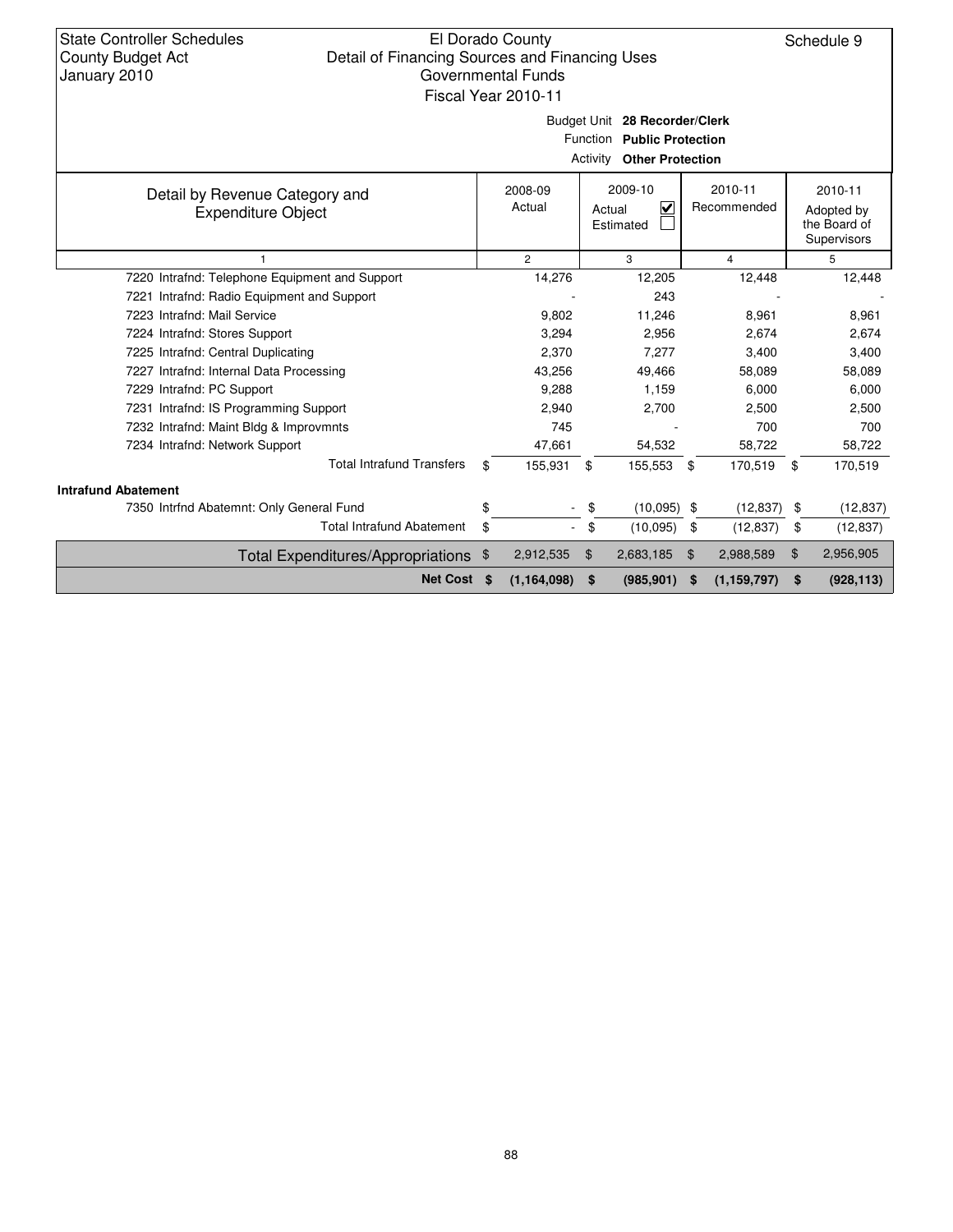State Controller Schedules
County Budget Act
January 2010

El Dorado County
Detail of Financing Sources and Financing Uses
Governmental Funds
Fiscal Year 2010-11

Schedule 9

Budget Unit **28 Recorder/Clerk**
Function **Public Protection**
Activity **Other Protection**

| Detail by Revenue Category and Expenditure Object | 2008-09 Actual | 2009-10 Actual ☑ Estimated ☐ | 2010-11 Recommended | 2010-11 Adopted by the Board of Supervisors |
|---|---|---|---|---|
| 1 | 2 | 3 | 4 | 5 |
| 7220 Intrafnd: Telephone Equipment and Support | 14,276 | 12,205 | 12,448 | 12,448 |
| 7221 Intrafnd: Radio Equipment and Support | - | 243 | - | - |
| 7223 Intrafnd: Mail Service | 9,802 | 11,246 | 8,961 | 8,961 |
| 7224 Intrafnd: Stores Support | 3,294 | 2,956 | 2,674 | 2,674 |
| 7225 Intrafnd: Central Duplicating | 2,370 | 7,277 | 3,400 | 3,400 |
| 7227 Intrafnd: Internal Data Processing | 43,256 | 49,466 | 58,089 | 58,089 |
| 7229 Intrafnd: PC Support | 9,288 | 1,159 | 6,000 | 6,000 |
| 7231 Intrafnd: IS Programming Support | 2,940 | 2,700 | 2,500 | 2,500 |
| 7232 Intrafnd: Maint Bldg & Improvmnts | 745 | - | 700 | 700 |
| 7234 Intrafnd: Network Support | 47,661 | 54,532 | 58,722 | 58,722 |
| Total Intrafund Transfers | $ 155,931 | $ 155,553 | $ 170,519 | $ 170,519 |
| **Intrafund Abatement** | | | | |
| 7350 Intrfnd Abatemnt: Only General Fund | $ - | $ (10,095) | $ (12,837) | $ (12,837) |
| Total Intrafund Abatement | $ - | $ (10,095) | $ (12,837) | $ (12,837) |
| Total Expenditures/Appropriations | $ 2,912,535 | $ 2,683,185 | $ 2,988,589 | $ 2,956,905 |
| **Net Cost** | **$ (1,164,098)** | **$ (985,901)** | **$ (1,159,797)** | **$ (928,113)** |